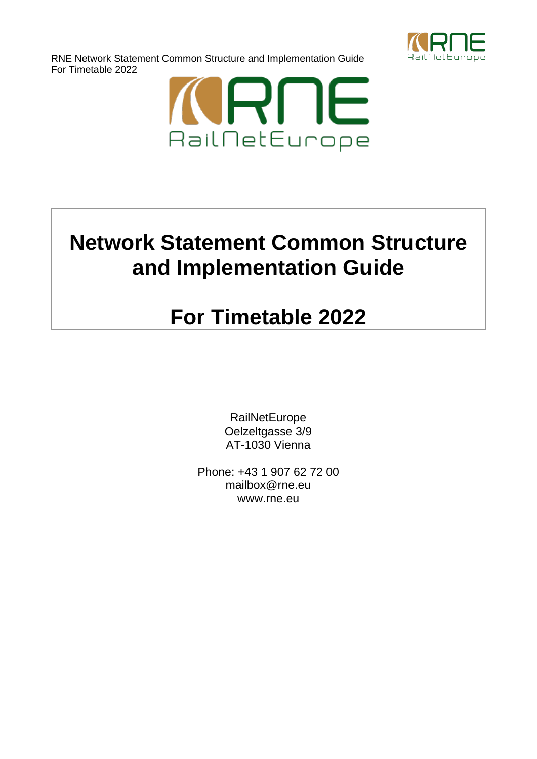# Network Statement Common Structure and Implementation Guide

# For Timetable 2022

RailNetEurope
Oelzeltgasse 3/9
AT-1030 Vienna

Phone: +43 1 907 62 72 00
mailbox@rne.eu
www.rne.eu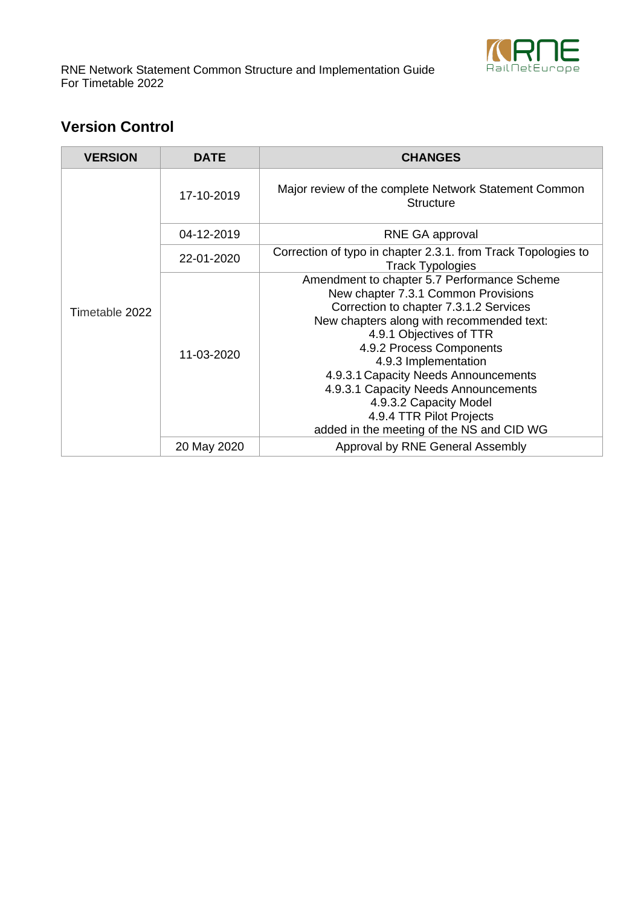## Version Control

| VERSION | DATE | CHANGES |
|---|---|---|
| Timetable 2022 | 17-10-2019 | Major review of the complete Network Statement Common Structure |
| | 04-12-2019 | RNE GA approval |
| | 22-01-2020 | Correction of typo in chapter 2.3.1. from Track Topologies to Track Typologies |
| | 11-03-2020 | Amendment to chapter 5.7 Performance Scheme<br>New chapter 7.3.1 Common Provisions<br>Correction to chapter 7.3.1.2 Services<br>New chapters along with recommended text:<br>4.9.1 Objectives of TTR<br>4.9.2 Process Components<br>4.9.3 Implementation<br>4.9.3.1 Capacity Needs Announcements<br>4.9.3.1 Capacity Needs Announcements<br>4.9.3.2 Capacity Model<br>4.9.4 TTR Pilot Projects<br>added in the meeting of the NS and CID WG |
| | 20 May 2020 | Approval by RNE General Assembly |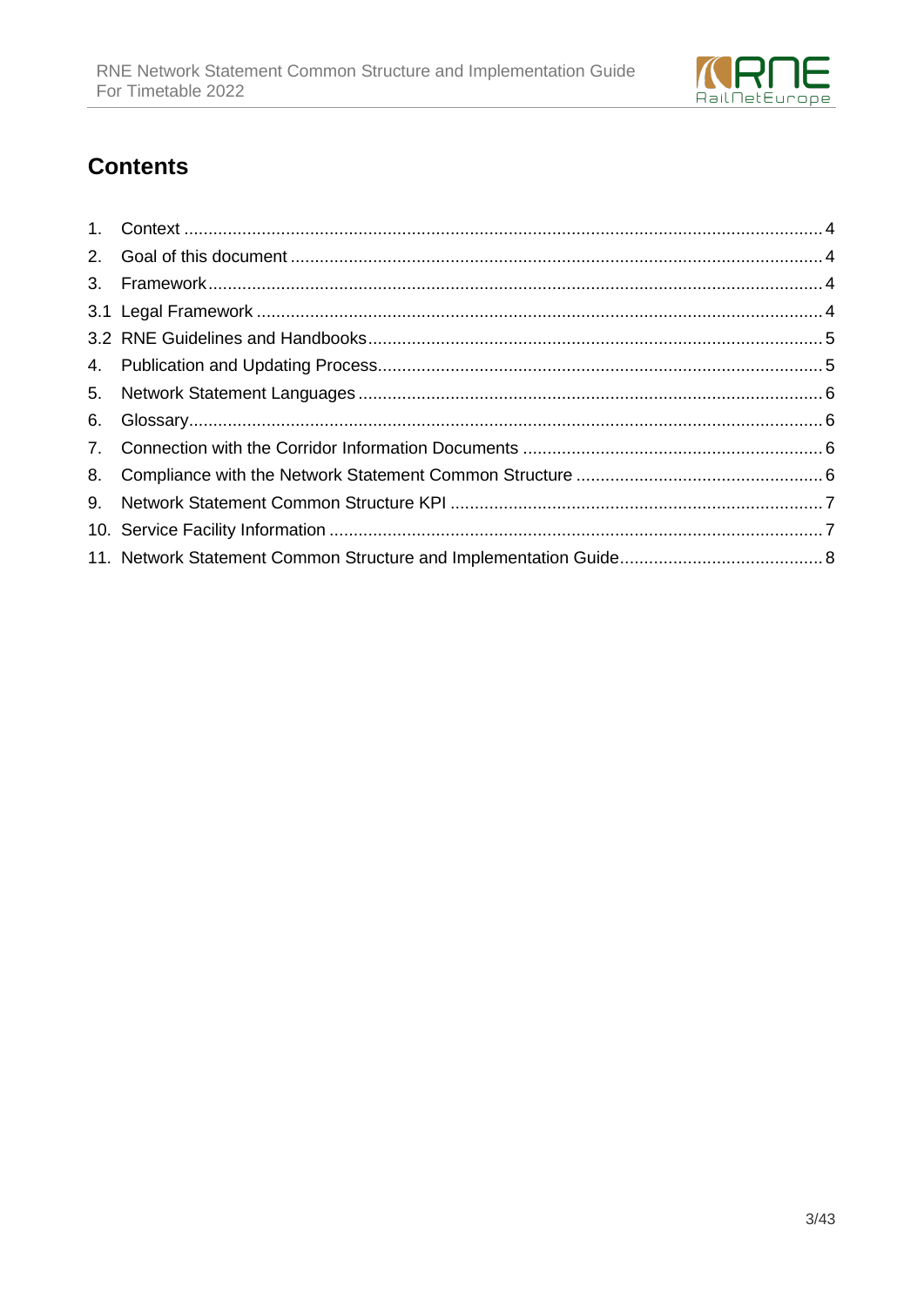## Contents

1. Context .......... 4
2. Goal of this document .......... 4
3. Framework .......... 4

3.1 Legal Framework .......... 4

3.2 RNE Guidelines and Handbooks .......... 5

4. Publication and Updating Process .......... 5
5. Network Statement Languages .......... 6
6. Glossary .......... 6
7. Connection with the Corridor Information Documents .......... 6
8. Compliance with the Network Statement Common Structure .......... 6
9. Network Statement Common Structure KPI .......... 7
10. Service Facility Information .......... 7
11. Network Statement Common Structure and Implementation Guide .......... 8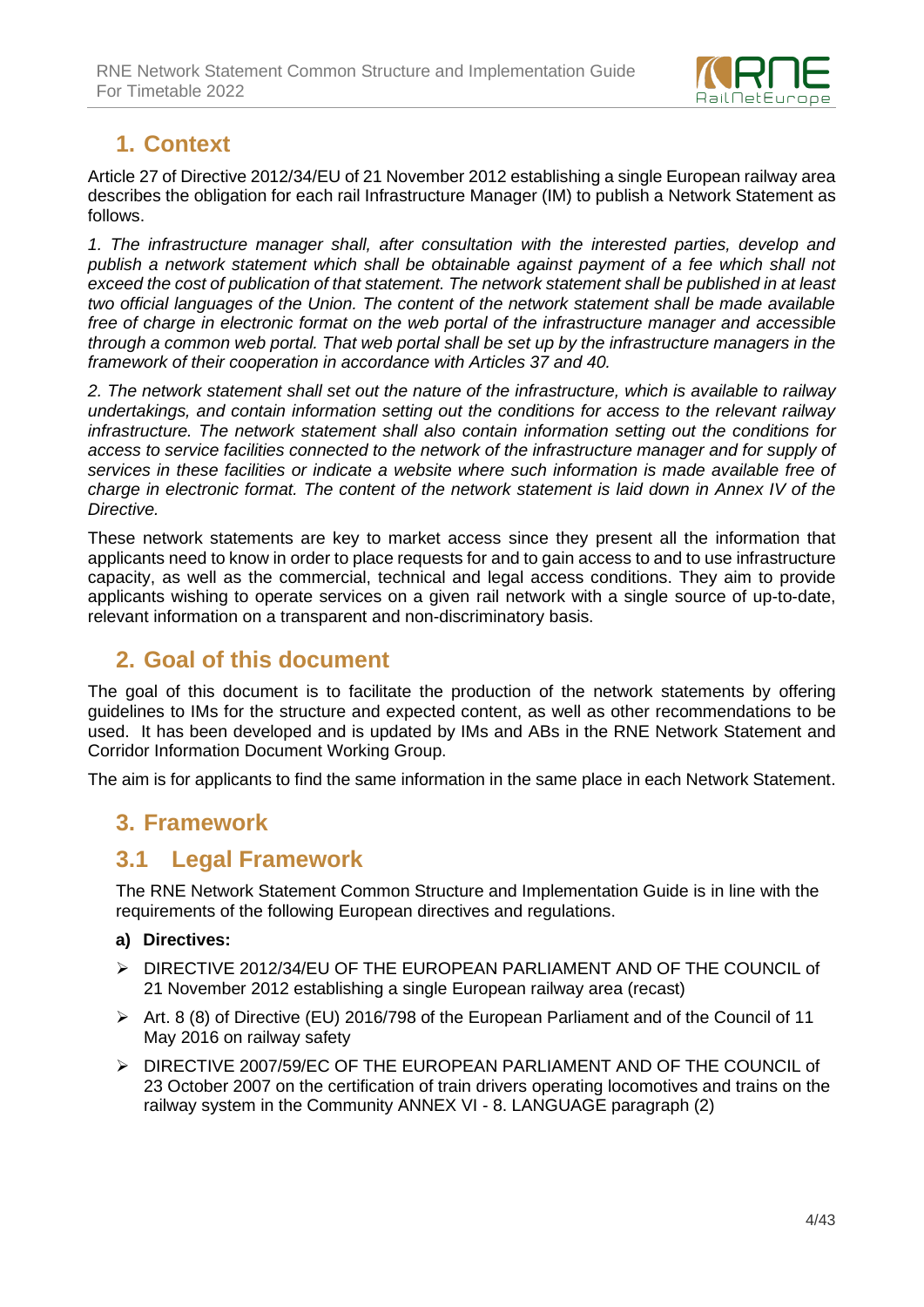# 1. Context

Article 27 of Directive 2012/34/EU of 21 November 2012 establishing a single European railway area describes the obligation for each rail Infrastructure Manager (IM) to publish a Network Statement as follows.

*1. The infrastructure manager shall, after consultation with the interested parties, develop and publish a network statement which shall be obtainable against payment of a fee which shall not exceed the cost of publication of that statement. The network statement shall be published in at least two official languages of the Union. The content of the network statement shall be made available free of charge in electronic format on the web portal of the infrastructure manager and accessible through a common web portal. That web portal shall be set up by the infrastructure managers in the framework of their cooperation in accordance with Articles 37 and 40.*

*2. The network statement shall set out the nature of the infrastructure, which is available to railway undertakings, and contain information setting out the conditions for access to the relevant railway infrastructure. The network statement shall also contain information setting out the conditions for access to service facilities connected to the network of the infrastructure manager and for supply of services in these facilities or indicate a website where such information is made available free of charge in electronic format. The content of the network statement is laid down in Annex IV of the Directive.*

These network statements are key to market access since they present all the information that applicants need to know in order to place requests for and to gain access to and to use infrastructure capacity, as well as the commercial, technical and legal access conditions. They aim to provide applicants wishing to operate services on a given rail network with a single source of up-to-date, relevant information on a transparent and non-discriminatory basis.

# 2. Goal of this document

The goal of this document is to facilitate the production of the network statements by offering guidelines to IMs for the structure and expected content, as well as other recommendations to be used. It has been developed and is updated by IMs and ABs in the RNE Network Statement and Corridor Information Document Working Group.

The aim is for applicants to find the same information in the same place in each Network Statement.

# 3. Framework

## 3.1 Legal Framework

The RNE Network Statement Common Structure and Implementation Guide is in line with the requirements of the following European directives and regulations.

**a) Directives:**

- DIRECTIVE 2012/34/EU OF THE EUROPEAN PARLIAMENT AND OF THE COUNCIL of 21 November 2012 establishing a single European railway area (recast)
- Art. 8 (8) of Directive (EU) 2016/798 of the European Parliament and of the Council of 11 May 2016 on railway safety
- DIRECTIVE 2007/59/EC OF THE EUROPEAN PARLIAMENT AND OF THE COUNCIL of 23 October 2007 on the certification of train drivers operating locomotives and trains on the railway system in the Community ANNEX VI - 8. LANGUAGE paragraph (2)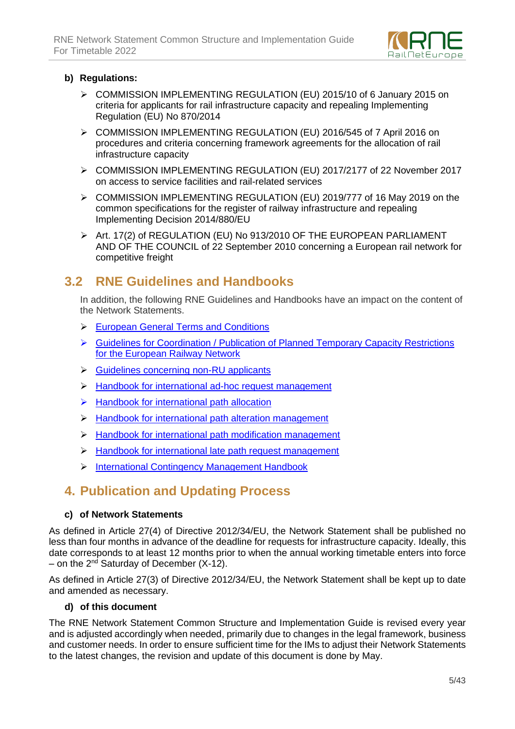**b) Regulations:**

- COMMISSION IMPLEMENTING REGULATION (EU) 2015/10 of 6 January 2015 on criteria for applicants for rail infrastructure capacity and repealing Implementing Regulation (EU) No 870/2014
- COMMISSION IMPLEMENTING REGULATION (EU) 2016/545 of 7 April 2016 on procedures and criteria concerning framework agreements for the allocation of rail infrastructure capacity
- COMMISSION IMPLEMENTING REGULATION (EU) 2017/2177 of 22 November 2017 on access to service facilities and rail-related services
- COMMISSION IMPLEMENTING REGULATION (EU) 2019/777 of 16 May 2019 on the common specifications for the register of railway infrastructure and repealing Implementing Decision 2014/880/EU
- Art. 17(2) of REGULATION (EU) No 913/2010 OF THE EUROPEAN PARLIAMENT AND OF THE COUNCIL of 22 September 2010 concerning a European rail network for competitive freight

## 3.2 RNE Guidelines and Handbooks

In addition, the following RNE Guidelines and Handbooks have an impact on the content of the Network Statements.

- European General Terms and Conditions
- Guidelines for Coordination / Publication of Planned Temporary Capacity Restrictions for the European Railway Network
- Guidelines concerning non-RU applicants
- Handbook for international ad-hoc request management
- Handbook for international path allocation
- Handbook for international path alteration management
- Handbook for international path modification management
- Handbook for international late path request management
- International Contingency Management Handbook

# 4. Publication and Updating Process

**c) of Network Statements**

As defined in Article 27(4) of Directive 2012/34/EU, the Network Statement shall be published no less than four months in advance of the deadline for requests for infrastructure capacity. Ideally, this date corresponds to at least 12 months prior to when the annual working timetable enters into force – on the 2nd Saturday of December (X-12).

As defined in Article 27(3) of Directive 2012/34/EU, the Network Statement shall be kept up to date and amended as necessary.

**d) of this document**

The RNE Network Statement Common Structure and Implementation Guide is revised every year and is adjusted accordingly when needed, primarily due to changes in the legal framework, business and customer needs. In order to ensure sufficient time for the IMs to adjust their Network Statements to the latest changes, the revision and update of this document is done by May.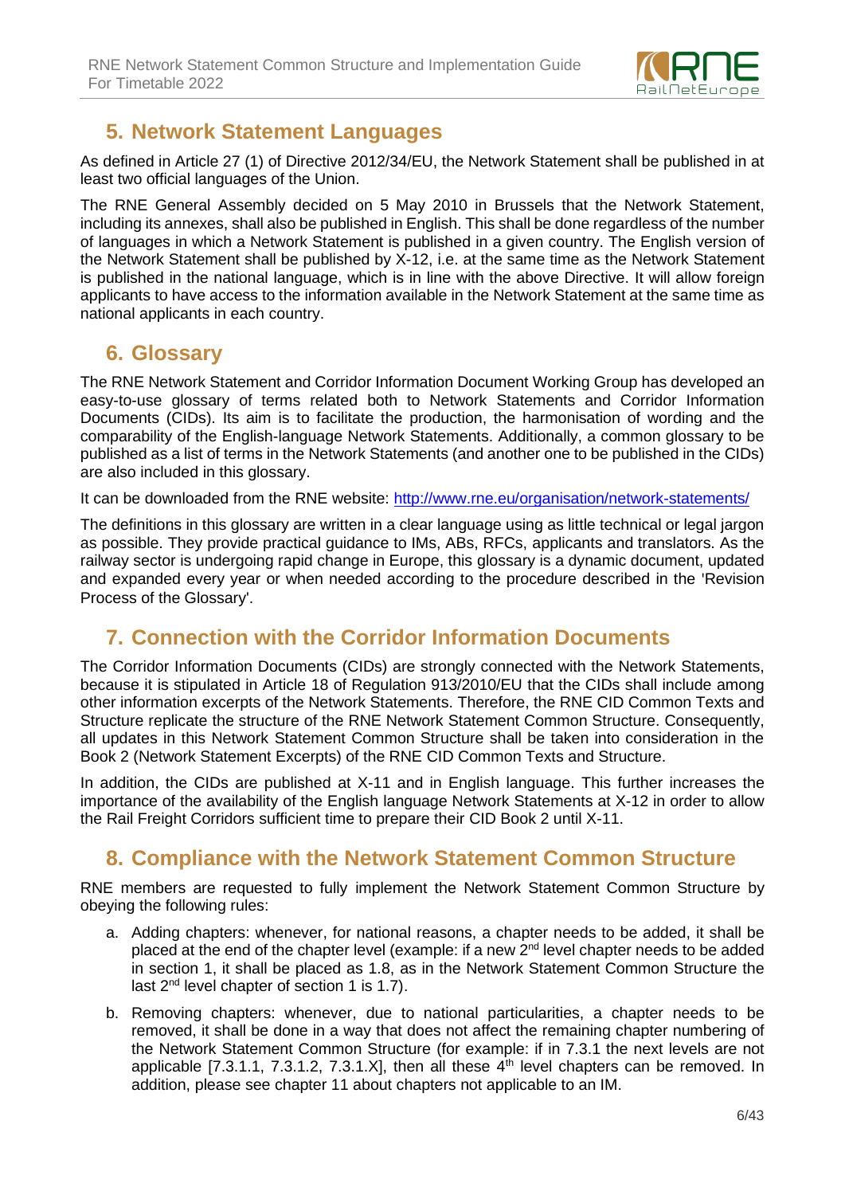## 5. Network Statement Languages

As defined in Article 27 (1) of Directive 2012/34/EU, the Network Statement shall be published in at least two official languages of the Union.

The RNE General Assembly decided on 5 May 2010 in Brussels that the Network Statement, including its annexes, shall also be published in English. This shall be done regardless of the number of languages in which a Network Statement is published in a given country. The English version of the Network Statement shall be published by X-12, i.e. at the same time as the Network Statement is published in the national language, which is in line with the above Directive. It will allow foreign applicants to have access to the information available in the Network Statement at the same time as national applicants in each country.

## 6. Glossary

The RNE Network Statement and Corridor Information Document Working Group has developed an easy-to-use glossary of terms related both to Network Statements and Corridor Information Documents (CIDs). Its aim is to facilitate the production, the harmonisation of wording and the comparability of the English-language Network Statements. Additionally, a common glossary to be published as a list of terms in the Network Statements (and another one to be published in the CIDs) are also included in this glossary.

It can be downloaded from the RNE website: http://www.rne.eu/organisation/network-statements/

The definitions in this glossary are written in a clear language using as little technical or legal jargon as possible. They provide practical guidance to IMs, ABs, RFCs, applicants and translators. As the railway sector is undergoing rapid change in Europe, this glossary is a dynamic document, updated and expanded every year or when needed according to the procedure described in the 'Revision Process of the Glossary'.

## 7. Connection with the Corridor Information Documents

The Corridor Information Documents (CIDs) are strongly connected with the Network Statements, because it is stipulated in Article 18 of Regulation 913/2010/EU that the CIDs shall include among other information excerpts of the Network Statements. Therefore, the RNE CID Common Texts and Structure replicate the structure of the RNE Network Statement Common Structure. Consequently, all updates in this Network Statement Common Structure shall be taken into consideration in the Book 2 (Network Statement Excerpts) of the RNE CID Common Texts and Structure.

In addition, the CIDs are published at X-11 and in English language. This further increases the importance of the availability of the English language Network Statements at X-12 in order to allow the Rail Freight Corridors sufficient time to prepare their CID Book 2 until X-11.

## 8. Compliance with the Network Statement Common Structure

RNE members are requested to fully implement the Network Statement Common Structure by obeying the following rules:

a. Adding chapters: whenever, for national reasons, a chapter needs to be added, it shall be placed at the end of the chapter level (example: if a new 2nd level chapter needs to be added in section 1, it shall be placed as 1.8, as in the Network Statement Common Structure the last 2nd level chapter of section 1 is 1.7).

b. Removing chapters: whenever, due to national particularities, a chapter needs to be removed, it shall be done in a way that does not affect the remaining chapter numbering of the Network Statement Common Structure (for example: if in 7.3.1 the next levels are not applicable [7.3.1.1, 7.3.1.2, 7.3.1.X], then all these 4th level chapters can be removed. In addition, please see chapter 11 about chapters not applicable to an IM.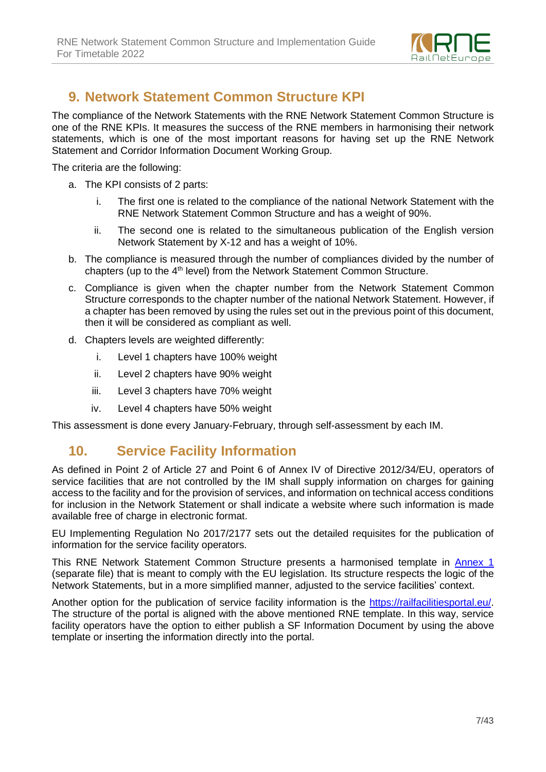## 9. Network Statement Common Structure KPI

The compliance of the Network Statements with the RNE Network Statement Common Structure is one of the RNE KPIs. It measures the success of the RNE members in harmonising their network statements, which is one of the most important reasons for having set up the RNE Network Statement and Corridor Information Document Working Group.

The criteria are the following:

a. The KPI consists of 2 parts:
   i. The first one is related to the compliance of the national Network Statement with the RNE Network Statement Common Structure and has a weight of 90%.
   ii. The second one is related to the simultaneous publication of the English version Network Statement by X-12 and has a weight of 10%.
b. The compliance is measured through the number of compliances divided by the number of chapters (up to the 4th level) from the Network Statement Common Structure.
c. Compliance is given when the chapter number from the Network Statement Common Structure corresponds to the chapter number of the national Network Statement. However, if a chapter has been removed by using the rules set out in the previous point of this document, then it will be considered as compliant as well.
d. Chapters levels are weighted differently:
   i. Level 1 chapters have 100% weight
   ii. Level 2 chapters have 90% weight
   iii. Level 3 chapters have 70% weight
   iv. Level 4 chapters have 50% weight

This assessment is done every January-February, through self-assessment by each IM.

## 10. Service Facility Information

As defined in Point 2 of Article 27 and Point 6 of Annex IV of Directive 2012/34/EU, operators of service facilities that are not controlled by the IM shall supply information on charges for gaining access to the facility and for the provision of services, and information on technical access conditions for inclusion in the Network Statement or shall indicate a website where such information is made available free of charge in electronic format.

EU Implementing Regulation No 2017/2177 sets out the detailed requisites for the publication of information for the service facility operators.

This RNE Network Statement Common Structure presents a harmonised template in Annex 1 (separate file) that is meant to comply with the EU legislation. Its structure respects the logic of the Network Statements, but in a more simplified manner, adjusted to the service facilities' context.

Another option for the publication of service facility information is the https://railfacilitiesportal.eu/. The structure of the portal is aligned with the above mentioned RNE template. In this way, service facility operators have the option to either publish a SF Information Document by using the above template or inserting the information directly into the portal.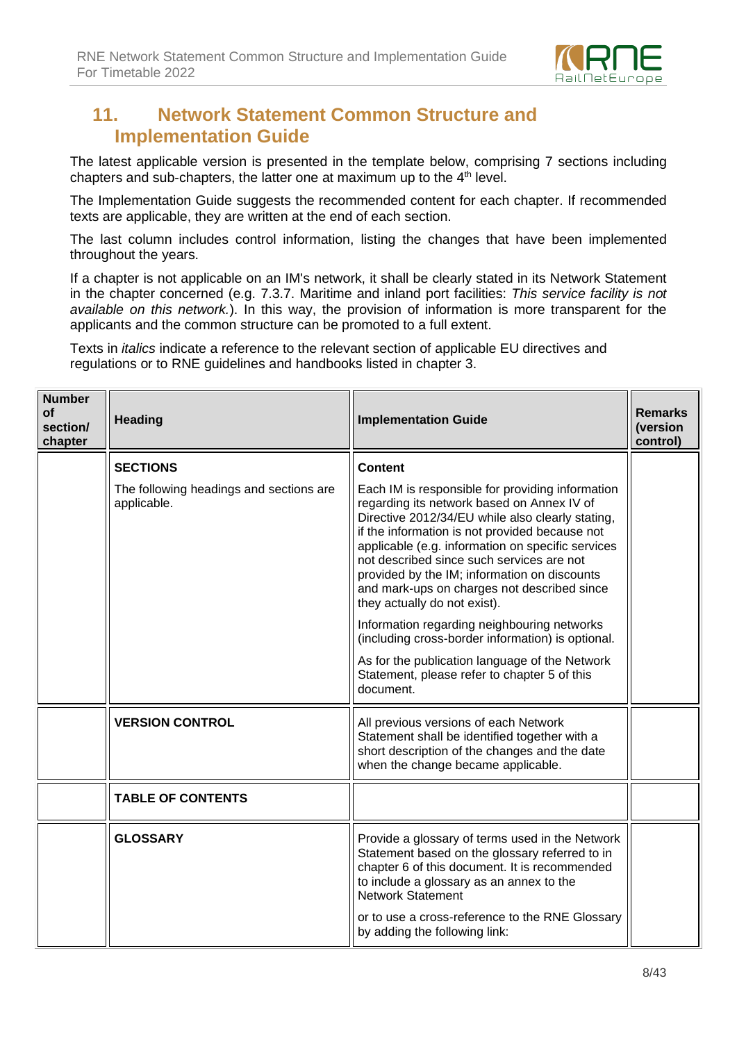## 11. Network Statement Common Structure and Implementation Guide

The latest applicable version is presented in the template below, comprising 7 sections including chapters and sub-chapters, the latter one at maximum up to the 4th level.

The Implementation Guide suggests the recommended content for each chapter. If recommended texts are applicable, they are written at the end of each section.

The last column includes control information, listing the changes that have been implemented throughout the years.

If a chapter is not applicable on an IM's network, it shall be clearly stated in its Network Statement in the chapter concerned (e.g. 7.3.7. Maritime and inland port facilities: *This service facility is not available on this network.*). In this way, the provision of information is more transparent for the applicants and the common structure can be promoted to a full extent.

Texts in *italics* indicate a reference to the relevant section of applicable EU directives and regulations or to RNE guidelines and handbooks listed in chapter 3.

| Number of section/ chapter | Heading | Implementation Guide | Remarks (version control) |
|---|---|---|---|
| | **SECTIONS**<br><br>The following headings and sections are applicable. | **Content**<br><br>Each IM is responsible for providing information regarding its network based on Annex IV of Directive 2012/34/EU while also clearly stating, if the information is not provided because not applicable (e.g. information on specific services not described since such services are not provided by the IM; information on discounts and mark-ups on charges not described since they actually do not exist).<br><br>Information regarding neighbouring networks (including cross-border information) is optional.<br><br>As for the publication language of the Network Statement, please refer to chapter 5 of this document. | |
| | **VERSION CONTROL** | All previous versions of each Network Statement shall be identified together with a short description of the changes and the date when the change became applicable. | |
| | **TABLE OF CONTENTS** | | |
| | **GLOSSARY** | Provide a glossary of terms used in the Network Statement based on the glossary referred to in chapter 6 of this document. It is recommended to include a glossary as an annex to the Network Statement<br><br>or to use a cross-reference to the RNE Glossary by adding the following link: | |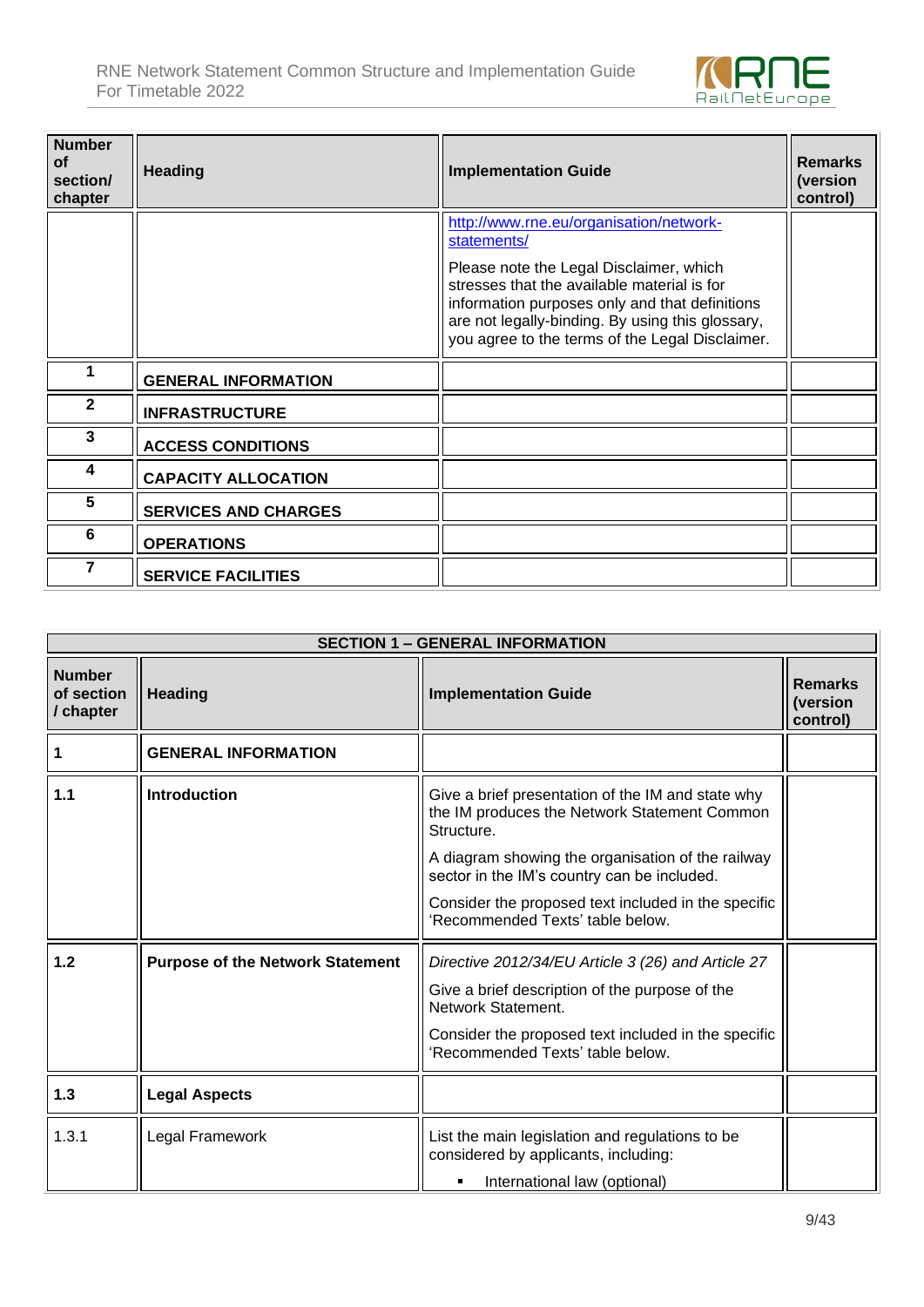| Number of section/ chapter | Heading | Implementation Guide | Remarks (version control) |
|---|---|---|---|
| | | http://www.rne.eu/organisation/network-statements/<br><br>Please note the Legal Disclaimer, which stresses that the available material is for information purposes only and that definitions are not legally-binding. By using this glossary, you agree to the terms of the Legal Disclaimer. | |
| 1 | **GENERAL INFORMATION** | | |
| 2 | **INFRASTRUCTURE** | | |
| 3 | **ACCESS CONDITIONS** | | |
| 4 | **CAPACITY ALLOCATION** | | |
| 5 | **SERVICES AND CHARGES** | | |
| 6 | **OPERATIONS** | | |
| 7 | **SERVICE FACILITIES** | | |

| SECTION 1 – GENERAL INFORMATION | | | |
|---|---|---|---|
| **Number of section / chapter** | **Heading** | **Implementation Guide** | **Remarks (version control)** |
| **1** | **GENERAL INFORMATION** | | |
| **1.1** | **Introduction** | Give a brief presentation of the IM and state why the IM produces the Network Statement Common Structure.<br><br>A diagram showing the organisation of the railway sector in the IM's country can be included.<br><br>Consider the proposed text included in the specific 'Recommended Texts' table below. | |
| **1.2** | **Purpose of the Network Statement** | *Directive 2012/34/EU Article 3 (26) and Article 27*<br><br>Give a brief description of the purpose of the Network Statement.<br><br>Consider the proposed text included in the specific 'Recommended Texts' table below. | |
| **1.3** | **Legal Aspects** | | |
| 1.3.1 | Legal Framework | List the main legislation and regulations to be considered by applicants, including:<br><br>▪ International law (optional) | |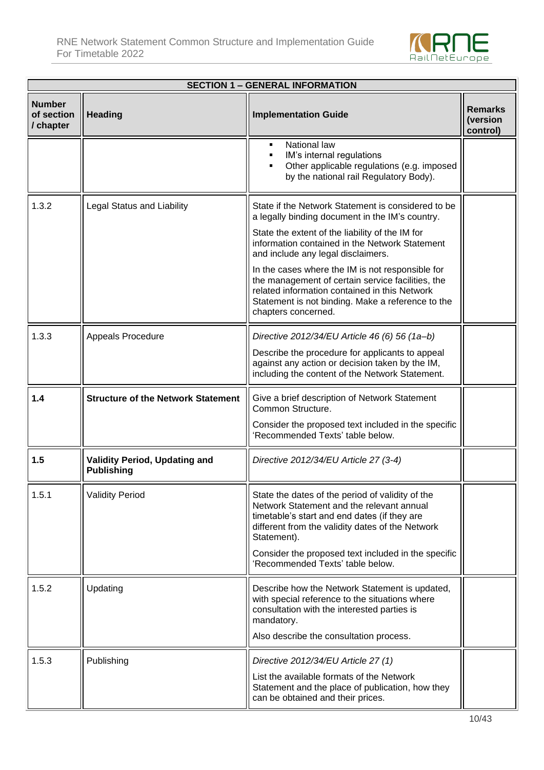| SECTION 1 – GENERAL INFORMATION | | | |
|---|---|---|---|
| **Number of section / chapter** | **Heading** | **Implementation Guide** | **Remarks (version control)** |
| | | ▪ National law<br>▪ IM's internal regulations<br>▪ Other applicable regulations (e.g. imposed by the national rail Regulatory Body). | |
| 1.3.2 | Legal Status and Liability | State if the Network Statement is considered to be a legally binding document in the IM's country.<br><br>State the extent of the liability of the IM for information contained in the Network Statement and include any legal disclaimers.<br><br>In the cases where the IM is not responsible for the management of certain service facilities, the related information contained in this Network Statement is not binding. Make a reference to the chapters concerned. | |
| 1.3.3 | Appeals Procedure | *Directive 2012/34/EU Article 46 (6) 56 (1a–b)*<br><br>Describe the procedure for applicants to appeal against any action or decision taken by the IM, including the content of the Network Statement. | |
| **1.4** | **Structure of the Network Statement** | Give a brief description of Network Statement Common Structure.<br><br>Consider the proposed text included in the specific 'Recommended Texts' table below. | |
| **1.5** | **Validity Period, Updating and Publishing** | *Directive 2012/34/EU Article 27 (3-4)* | |
| 1.5.1 | Validity Period | State the dates of the period of validity of the Network Statement and the relevant annual timetable's start and end dates (if they are different from the validity dates of the Network Statement).<br><br>Consider the proposed text included in the specific 'Recommended Texts' table below. | |
| 1.5.2 | Updating | Describe how the Network Statement is updated, with special reference to the situations where consultation with the interested parties is mandatory.<br><br>Also describe the consultation process. | |
| 1.5.3 | Publishing | *Directive 2012/34/EU Article 27 (1)*<br><br>List the available formats of the Network Statement and the place of publication, how they can be obtained and their prices. | |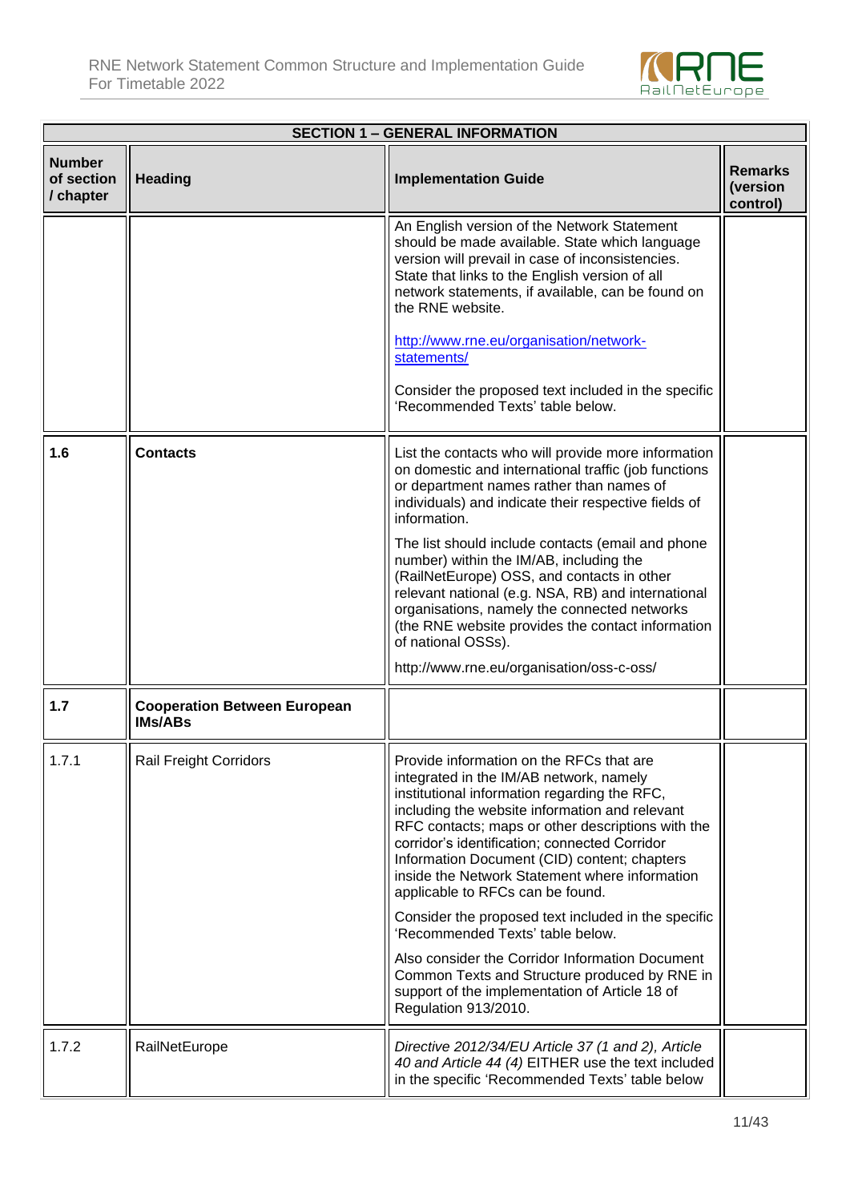| SECTION 1 – GENERAL INFORMATION | | | |
|---|---|---|---|
| **Number of section / chapter** | **Heading** | **Implementation Guide** | **Remarks (version control)** |
| | | An English version of the Network Statement should be made available. State which language version will prevail in case of inconsistencies. State that links to the English version of all network statements, if available, can be found on the RNE website.<br><br>http://www.rne.eu/organisation/network-statements/<br><br>Consider the proposed text included in the specific 'Recommended Texts' table below. | |
| 1.6 | **Contacts** | List the contacts who will provide more information on domestic and international traffic (job functions or department names rather than names of individuals) and indicate their respective fields of information.<br><br>The list should include contacts (email and phone number) within the IM/AB, including the (RailNetEurope) OSS, and contacts in other relevant national (e.g. NSA, RB) and international organisations, namely the connected networks (the RNE website provides the contact information of national OSSs).<br><br>http://www.rne.eu/organisation/oss-c-oss/ | |
| 1.7 | **Cooperation Between European IMs/ABs** | | |
| 1.7.1 | Rail Freight Corridors | Provide information on the RFCs that are integrated in the IM/AB network, namely institutional information regarding the RFC, including the website information and relevant RFC contacts; maps or other descriptions with the corridor's identification; connected Corridor Information Document (CID) content; chapters inside the Network Statement where information applicable to RFCs can be found.<br><br>Consider the proposed text included in the specific 'Recommended Texts' table below.<br><br>Also consider the Corridor Information Document Common Texts and Structure produced by RNE in support of the implementation of Article 18 of Regulation 913/2010. | |
| 1.7.2 | RailNetEurope | *Directive 2012/34/EU Article 37 (1 and 2), Article 40 and Article 44 (4)* EITHER use the text included in the specific 'Recommended Texts' table below | |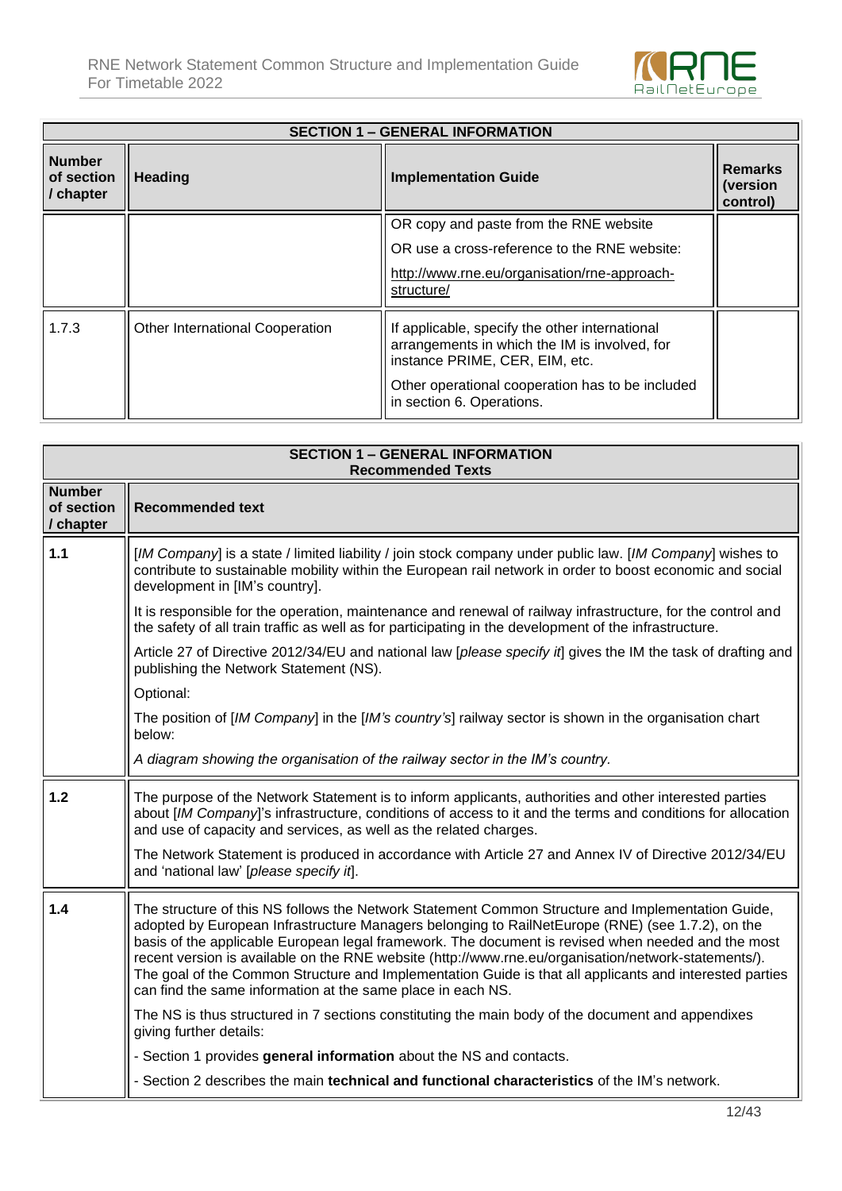| SECTION 1 – GENERAL INFORMATION | | | |
|---|---|---|---|
| **Number of section / chapter** | **Heading** | **Implementation Guide** | **Remarks (version control)** |
| | | OR copy and paste from the RNE website<br><br>OR use a cross-reference to the RNE website:<br><br>http://www.rne.eu/organisation/rne-approach-structure/ | |
| 1.7.3 | Other International Cooperation | If applicable, specify the other international arrangements in which the IM is involved, for instance PRIME, CER, EIM, etc.<br><br>Other operational cooperation has to be included in section 6. Operations. | |

| SECTION 1 – GENERAL INFORMATION<br>Recommended Texts | |
|---|---|
| **Number of section / chapter** | **Recommended text** |
| **1.1** | [*IM Company*] is a state / limited liability / join stock company under public law. [*IM Company*] wishes to contribute to sustainable mobility within the European rail network in order to boost economic and social development in [IM's country].<br><br>It is responsible for the operation, maintenance and renewal of railway infrastructure, for the control and the safety of all train traffic as well as for participating in the development of the infrastructure.<br><br>Article 27 of Directive 2012/34/EU and national law [*please specify it*] gives the IM the task of drafting and publishing the Network Statement (NS).<br><br>Optional:<br><br>The position of [*IM Company*] in the [*IM's country's*] railway sector is shown in the organisation chart below:<br><br>*A diagram showing the organisation of the railway sector in the IM's country.* |
| **1.2** | The purpose of the Network Statement is to inform applicants, authorities and other interested parties about [*IM Company*]'s infrastructure, conditions of access to it and the terms and conditions for allocation and use of capacity and services, as well as the related charges.<br><br>The Network Statement is produced in accordance with Article 27 and Annex IV of Directive 2012/34/EU and 'national law' [*please specify it*]. |
| **1.4** | The structure of this NS follows the Network Statement Common Structure and Implementation Guide, adopted by European Infrastructure Managers belonging to RailNetEurope (RNE) (see 1.7.2), on the basis of the applicable European legal framework. The document is revised when needed and the most recent version is available on the RNE website (http://www.rne.eu/organisation/network-statements/). The goal of the Common Structure and Implementation Guide is that all applicants and interested parties can find the same information at the same place in each NS.<br><br>The NS is thus structured in 7 sections constituting the main body of the document and appendixes giving further details:<br><br>- Section 1 provides **general information** about the NS and contacts.<br><br>- Section 2 describes the main **technical and functional characteristics** of the IM's network. |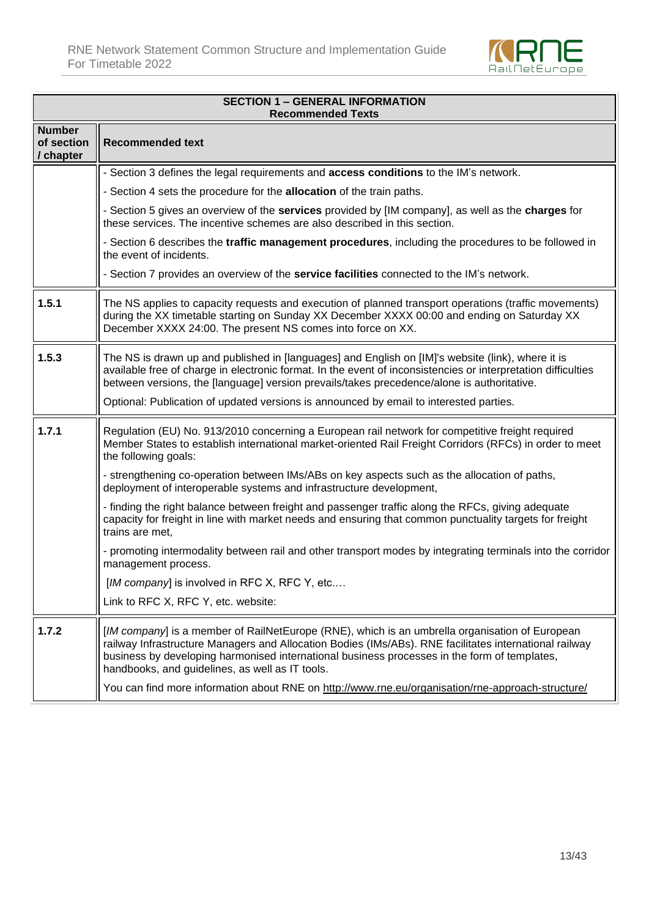| SECTION 1 – GENERAL INFORMATION<br>Recommended Texts | |
|---|---|
| **Number of section / chapter** | **Recommended text** |
| | - Section 3 defines the legal requirements and **access conditions** to the IM's network.<br>- Section 4 sets the procedure for the **allocation** of the train paths.<br>- Section 5 gives an overview of the **services** provided by [IM company], as well as the **charges** for these services. The incentive schemes are also described in this section.<br>- Section 6 describes the **traffic management procedures**, including the procedures to be followed in the event of incidents.<br>- Section 7 provides an overview of the **service facilities** connected to the IM's network. |
| **1.5.1** | The NS applies to capacity requests and execution of planned transport operations (traffic movements) during the XX timetable starting on Sunday XX December XXXX 00:00 and ending on Saturday XX December XXXX 24:00. The present NS comes into force on XX. |
| **1.5.3** | The NS is drawn up and published in [languages] and English on [IM]'s website (link), where it is available free of charge in electronic format. In the event of inconsistencies or interpretation difficulties between versions, the [language] version prevails/takes precedence/alone is authoritative.<br>Optional: Publication of updated versions is announced by email to interested parties. |
| **1.7.1** | Regulation (EU) No. 913/2010 concerning a European rail network for competitive freight required Member States to establish international market-oriented Rail Freight Corridors (RFCs) in order to meet the following goals:<br>- strengthening co-operation between IMs/ABs on key aspects such as the allocation of paths, deployment of interoperable systems and infrastructure development,<br>- finding the right balance between freight and passenger traffic along the RFCs, giving adequate capacity for freight in line with market needs and ensuring that common punctuality targets for freight trains are met,<br>- promoting intermodality between rail and other transport modes by integrating terminals into the corridor management process.<br>[*IM company*] is involved in RFC X, RFC Y, etc.…<br>Link to RFC X, RFC Y, etc. website: |
| **1.7.2** | [*IM company*] is a member of RailNetEurope (RNE), which is an umbrella organisation of European railway Infrastructure Managers and Allocation Bodies (IMs/ABs). RNE facilitates international railway business by developing harmonised international business processes in the form of templates, handbooks, and guidelines, as well as IT tools.<br>You can find more information about RNE on http://www.rne.eu/organisation/rne-approach-structure/ |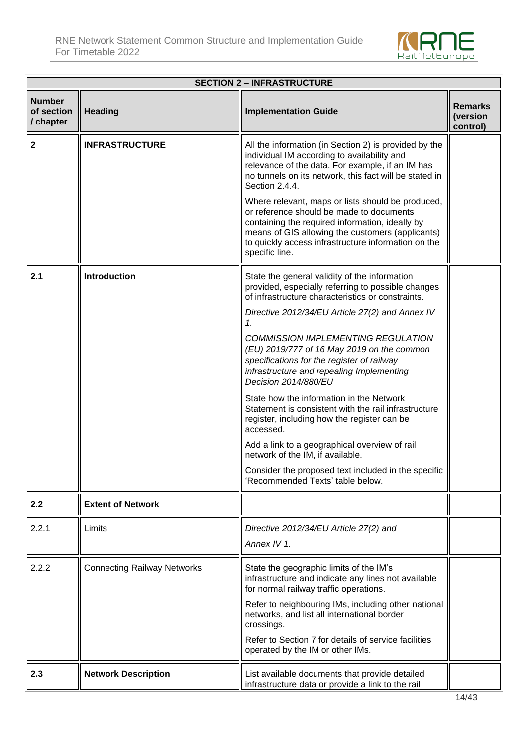| SECTION 2 – INFRASTRUCTURE | | | |
|---|---|---|---|
| **Number of section / chapter** | **Heading** | **Implementation Guide** | **Remarks (version control)** |
| **2** | **INFRASTRUCTURE** | All the information (in Section 2) is provided by the individual IM according to availability and relevance of the data. For example, if an IM has no tunnels on its network, this fact will be stated in Section 2.4.4.<br><br>Where relevant, maps or lists should be produced, or reference should be made to documents containing the required information, ideally by means of GIS allowing the customers (applicants) to quickly access infrastructure information on the specific line. | |
| **2.1** | **Introduction** | State the general validity of the information provided, especially referring to possible changes of infrastructure characteristics or constraints.<br><br>*Directive 2012/34/EU Article 27(2) and Annex IV 1.*<br><br>*COMMISSION IMPLEMENTING REGULATION (EU) 2019/777 of 16 May 2019 on the common specifications for the register of railway infrastructure and repealing Implementing Decision 2014/880/EU*<br><br>State how the information in the Network Statement is consistent with the rail infrastructure register, including how the register can be accessed.<br><br>Add a link to a geographical overview of rail network of the IM, if available.<br><br>Consider the proposed text included in the specific 'Recommended Texts' table below. | |
| **2.2** | **Extent of Network** | | |
| 2.2.1 | Limits | *Directive 2012/34/EU Article 27(2) and*<br><br>*Annex IV 1.* | |
| 2.2.2 | Connecting Railway Networks | State the geographic limits of the IM's infrastructure and indicate any lines not available for normal railway traffic operations.<br><br>Refer to neighbouring IMs, including other national networks, and list all international border crossings.<br><br>Refer to Section 7 for details of service facilities operated by the IM or other IMs. | |
| **2.3** | **Network Description** | List available documents that provide detailed infrastructure data or provide a link to the rail | |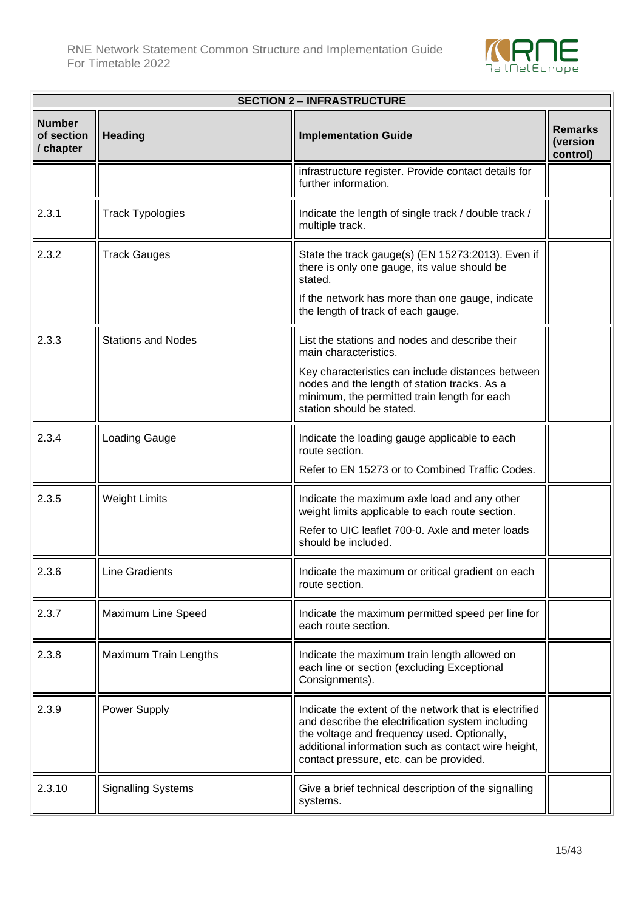| SECTION 2 – INFRASTRUCTURE | | | |
|---|---|---|---|
| **Number of section / chapter** | **Heading** | **Implementation Guide** | **Remarks (version control)** |
| | | infrastructure register. Provide contact details for further information. | |
| 2.3.1 | Track Typologies | Indicate the length of single track / double track / multiple track. | |
| 2.3.2 | Track Gauges | State the track gauge(s) (EN 15273:2013). Even if there is only one gauge, its value should be stated.<br>If the network has more than one gauge, indicate the length of track of each gauge. | |
| 2.3.3 | Stations and Nodes | List the stations and nodes and describe their main characteristics.<br>Key characteristics can include distances between nodes and the length of station tracks. As a minimum, the permitted train length for each station should be stated. | |
| 2.3.4 | Loading Gauge | Indicate the loading gauge applicable to each route section.<br>Refer to EN 15273 or to Combined Traffic Codes. | |
| 2.3.5 | Weight Limits | Indicate the maximum axle load and any other weight limits applicable to each route section.<br>Refer to UIC leaflet 700-0. Axle and meter loads should be included. | |
| 2.3.6 | Line Gradients | Indicate the maximum or critical gradient on each route section. | |
| 2.3.7 | Maximum Line Speed | Indicate the maximum permitted speed per line for each route section. | |
| 2.3.8 | Maximum Train Lengths | Indicate the maximum train length allowed on each line or section (excluding Exceptional Consignments). | |
| 2.3.9 | Power Supply | Indicate the extent of the network that is electrified and describe the electrification system including the voltage and frequency used. Optionally, additional information such as contact wire height, contact pressure, etc. can be provided. | |
| 2.3.10 | Signalling Systems | Give a brief technical description of the signalling systems. | |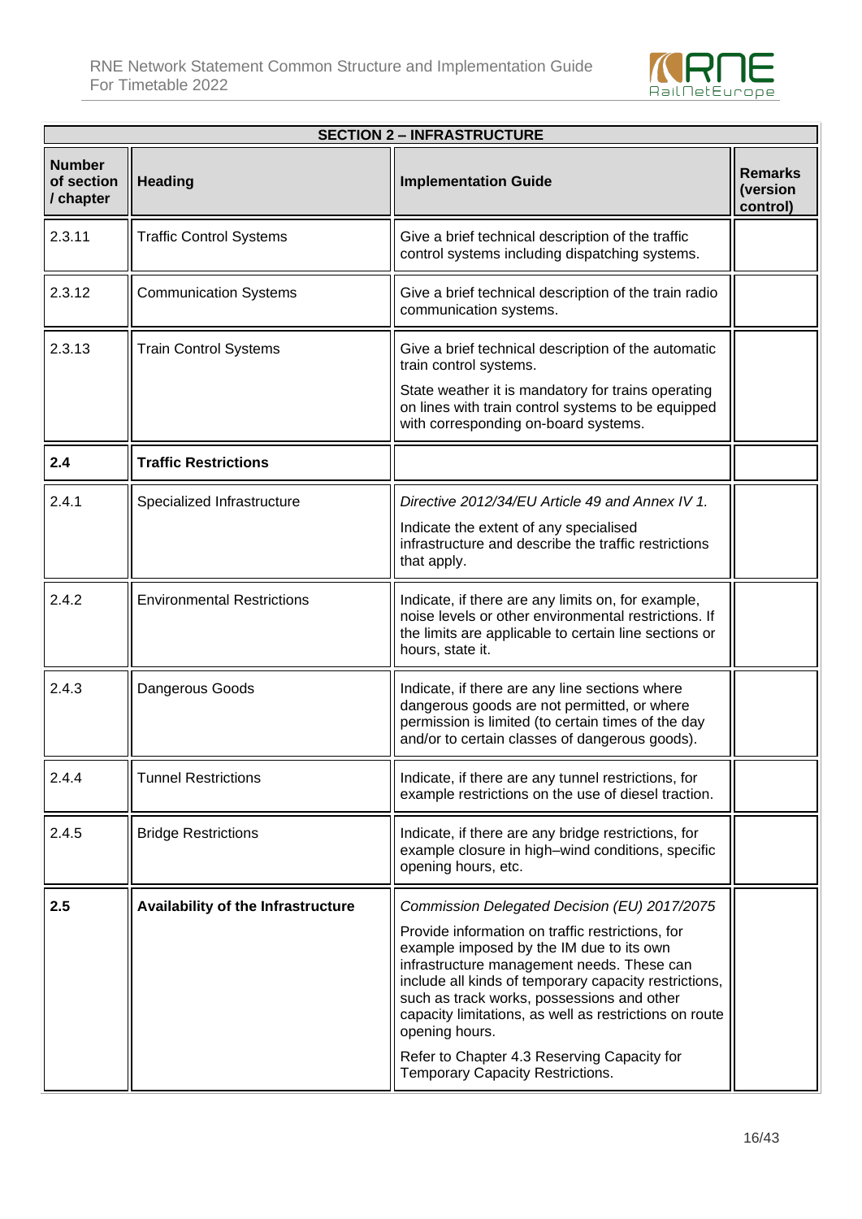| SECTION 2 – INFRASTRUCTURE | | | |
|---|---|---|---|
| **Number of section / chapter** | **Heading** | **Implementation Guide** | **Remarks (version control)** |
| 2.3.11 | Traffic Control Systems | Give a brief technical description of the traffic control systems including dispatching systems. | |
| 2.3.12 | Communication Systems | Give a brief technical description of the train radio communication systems. | |
| 2.3.13 | Train Control Systems | Give a brief technical description of the automatic train control systems.<br>State weather it is mandatory for trains operating on lines with train control systems to be equipped with corresponding on-board systems. | |
| **2.4** | **Traffic Restrictions** | | |
| 2.4.1 | Specialized Infrastructure | *Directive 2012/34/EU Article 49 and Annex IV 1.*<br>Indicate the extent of any specialised infrastructure and describe the traffic restrictions that apply. | |
| 2.4.2 | Environmental Restrictions | Indicate, if there are any limits on, for example, noise levels or other environmental restrictions. If the limits are applicable to certain line sections or hours, state it. | |
| 2.4.3 | Dangerous Goods | Indicate, if there are any line sections where dangerous goods are not permitted, or where permission is limited (to certain times of the day and/or to certain classes of dangerous goods). | |
| 2.4.4 | Tunnel Restrictions | Indicate, if there are any tunnel restrictions, for example restrictions on the use of diesel traction. | |
| 2.4.5 | Bridge Restrictions | Indicate, if there are any bridge restrictions, for example closure in high–wind conditions, specific opening hours, etc. | |
| **2.5** | **Availability of the Infrastructure** | *Commission Delegated Decision (EU) 2017/2075*<br>Provide information on traffic restrictions, for example imposed by the IM due to its own infrastructure management needs. These can include all kinds of temporary capacity restrictions, such as track works, possessions and other capacity limitations, as well as restrictions on route opening hours.<br>Refer to Chapter 4.3 Reserving Capacity for Temporary Capacity Restrictions. | |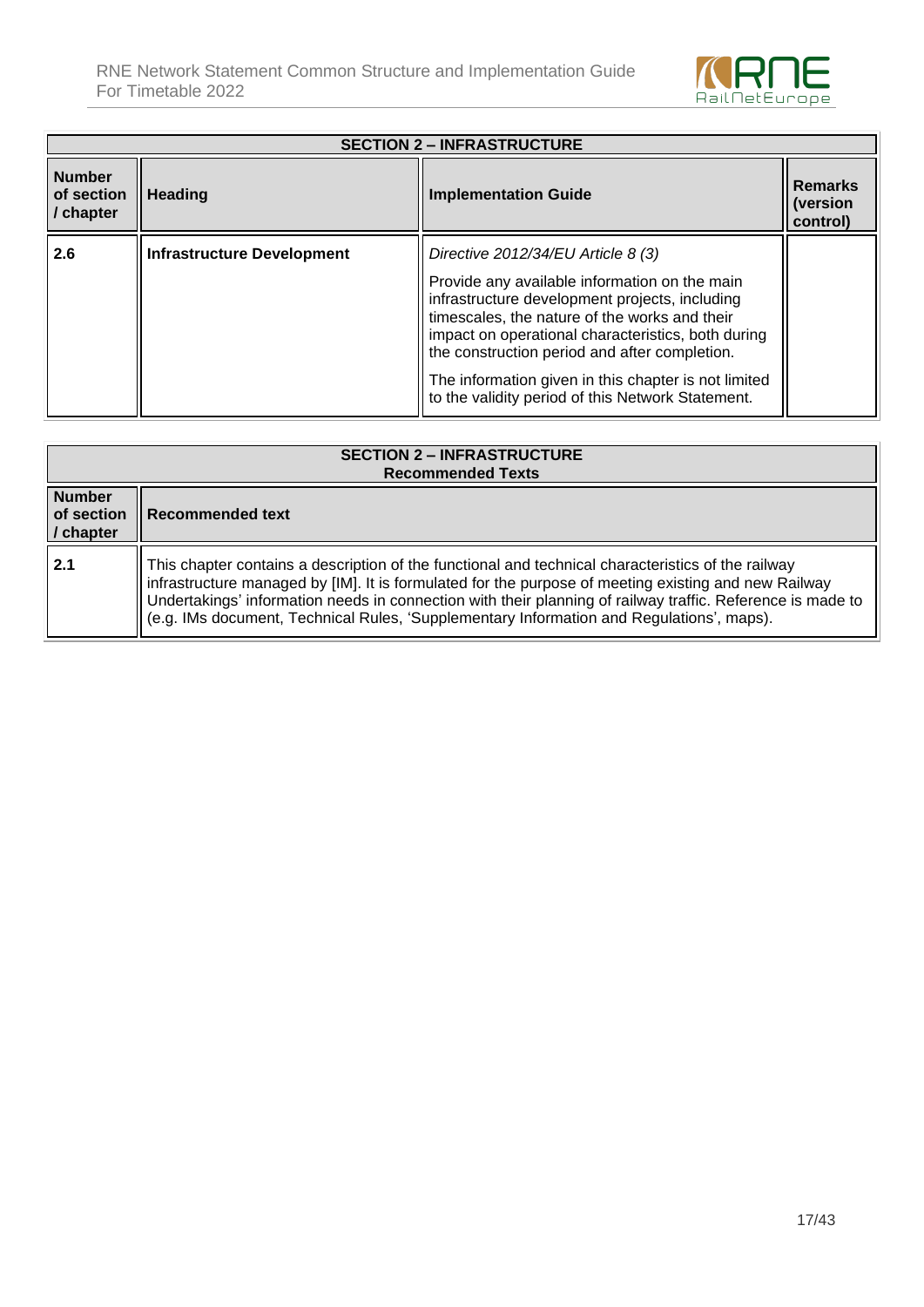| SECTION 2 – INFRASTRUCTURE | | | |
|---|---|---|---|
| **Number of section / chapter** | **Heading** | **Implementation Guide** | **Remarks (version control)** |
| **2.6** | **Infrastructure Development** | *Directive 2012/34/EU Article 8 (3)*<br><br>Provide any available information on the main infrastructure development projects, including timescales, the nature of the works and their impact on operational characteristics, both during the construction period and after completion.<br><br>The information given in this chapter is not limited to the validity period of this Network Statement. | |

| SECTION 2 – INFRASTRUCTURE<br>Recommended Texts | |
|---|---|
| **Number of section / chapter** | **Recommended text** |
| **2.1** | This chapter contains a description of the functional and technical characteristics of the railway infrastructure managed by [IM]. It is formulated for the purpose of meeting existing and new Railway Undertakings' information needs in connection with their planning of railway traffic. Reference is made to (e.g. IMs document, Technical Rules, 'Supplementary Information and Regulations', maps). |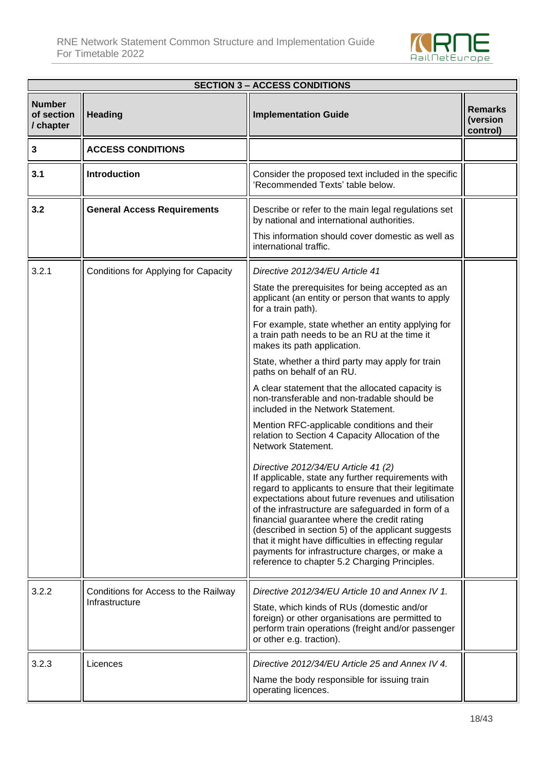| **SECTION 3 – ACCESS CONDITIONS** | | | |
|---|---|---|---|
| **Number of section / chapter** | **Heading** | **Implementation Guide** | **Remarks (version control)** |
| **3** | **ACCESS CONDITIONS** | | |
| **3.1** | **Introduction** | Consider the proposed text included in the specific 'Recommended Texts' table below. | |
| **3.2** | **General Access Requirements** | Describe or refer to the main legal regulations set by national and international authorities.<br><br>This information should cover domestic as well as international traffic. | |
| 3.2.1 | Conditions for Applying for Capacity | *Directive 2012/34/EU Article 41*<br><br>State the prerequisites for being accepted as an applicant (an entity or person that wants to apply for a train path).<br><br>For example, state whether an entity applying for a train path needs to be an RU at the time it makes its path application.<br><br>State, whether a third party may apply for train paths on behalf of an RU.<br><br>A clear statement that the allocated capacity is non-transferable and non-tradable should be included in the Network Statement.<br><br>Mention RFC-applicable conditions and their relation to Section 4 Capacity Allocation of the Network Statement.<br><br>*Directive 2012/34/EU Article 41 (2)*<br>If applicable, state any further requirements with regard to applicants to ensure that their legitimate expectations about future revenues and utilisation of the infrastructure are safeguarded in form of a financial guarantee where the credit rating (described in section 5) of the applicant suggests that it might have difficulties in effecting regular payments for infrastructure charges, or make a reference to chapter 5.2 Charging Principles. | |
| 3.2.2 | Conditions for Access to the Railway Infrastructure | *Directive 2012/34/EU Article 10 and Annex IV 1.*<br><br>State, which kinds of RUs (domestic and/or foreign) or other organisations are permitted to perform train operations (freight and/or passenger or other e.g. traction). | |
| 3.2.3 | Licences | *Directive 2012/34/EU Article 25 and Annex IV 4.*<br><br>Name the body responsible for issuing train operating licences. | |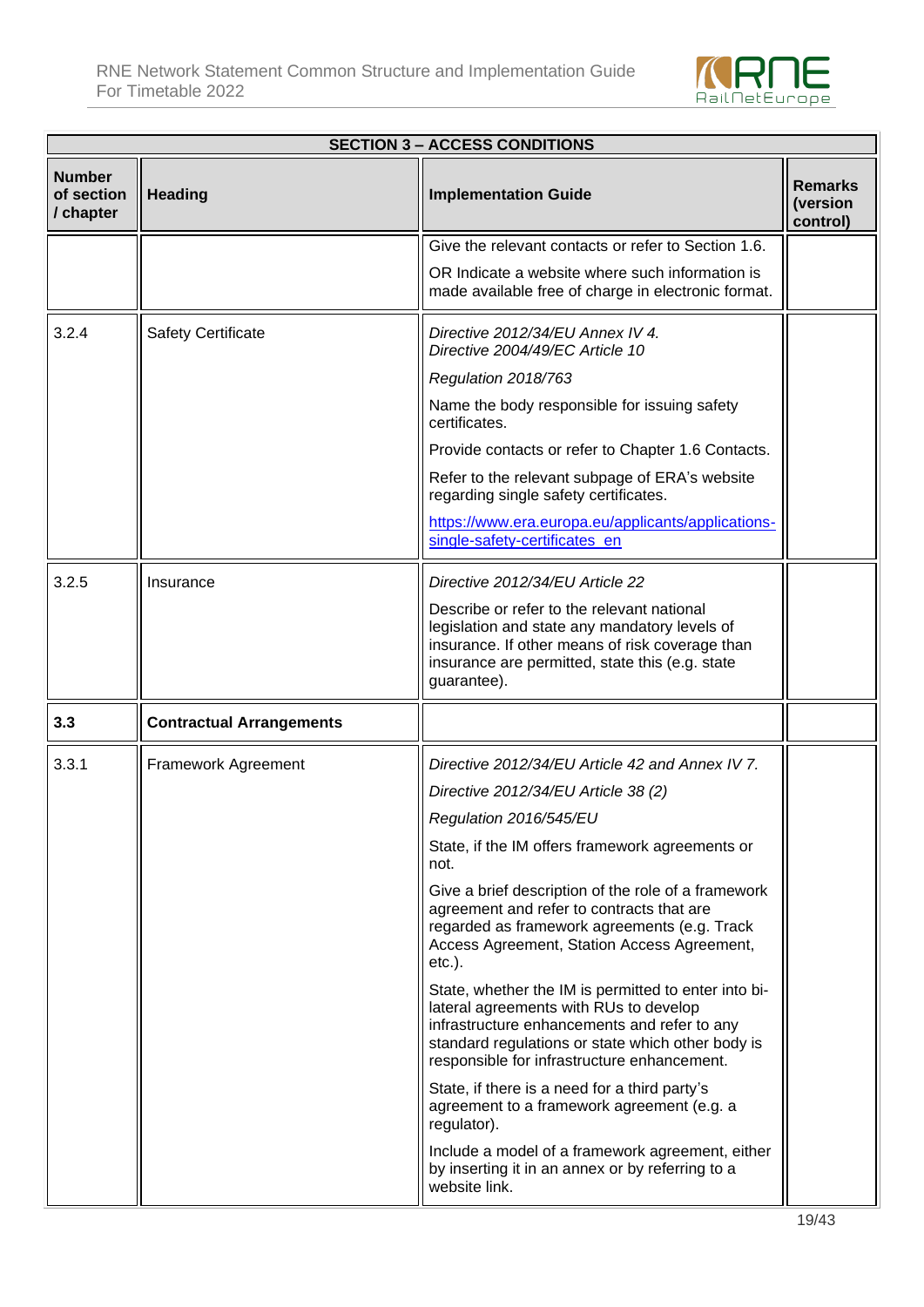| SECTION 3 – ACCESS CONDITIONS | | | |
|---|---|---|---|
| **Number of section / chapter** | **Heading** | **Implementation Guide** | **Remarks (version control)** |
| | | Give the relevant contacts or refer to Section 1.6.<br><br>OR Indicate a website where such information is made available free of charge in electronic format. | |
| 3.2.4 | Safety Certificate | *Directive 2012/34/EU Annex IV 4.*<br>*Directive 2004/49/EC Article 10*<br><br>*Regulation 2018/763*<br><br>Name the body responsible for issuing safety certificates.<br><br>Provide contacts or refer to Chapter 1.6 Contacts.<br><br>Refer to the relevant subpage of ERA's website regarding single safety certificates.<br><br>[https://www.era.europa.eu/applicants/applications-single-safety-certificates_en](https://www.era.europa.eu/applicants/applications-single-safety-certificates_en) | |
| 3.2.5 | Insurance | *Directive 2012/34/EU Article 22*<br><br>Describe or refer to the relevant national legislation and state any mandatory levels of insurance. If other means of risk coverage than insurance are permitted, state this (e.g. state guarantee). | |
| **3.3** | **Contractual Arrangements** | | |
| 3.3.1 | Framework Agreement | *Directive 2012/34/EU Article 42 and Annex IV 7.*<br><br>*Directive 2012/34/EU Article 38 (2)*<br><br>*Regulation 2016/545/EU*<br><br>State, if the IM offers framework agreements or not.<br><br>Give a brief description of the role of a framework agreement and refer to contracts that are regarded as framework agreements (e.g. Track Access Agreement, Station Access Agreement, etc.).<br><br>State, whether the IM is permitted to enter into bi-lateral agreements with RUs to develop infrastructure enhancements and refer to any standard regulations or state which other body is responsible for infrastructure enhancement.<br><br>State, if there is a need for a third party's agreement to a framework agreement (e.g. a regulator).<br><br>Include a model of a framework agreement, either by inserting it in an annex or by referring to a website link. | |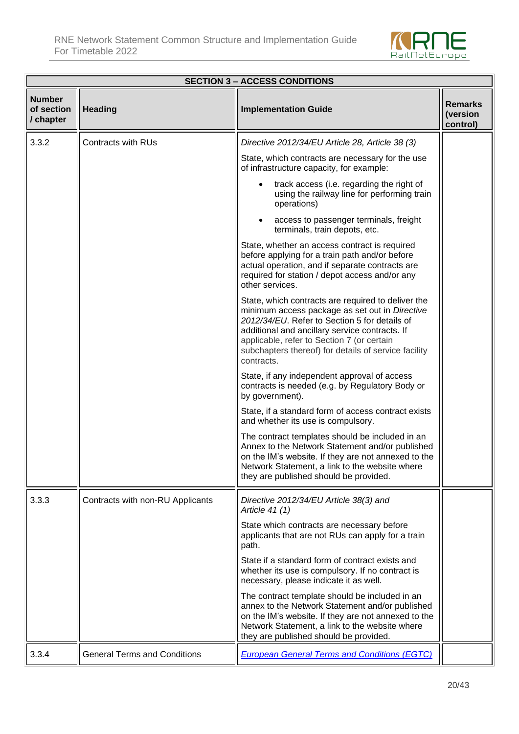| SECTION 3 – ACCESS CONDITIONS | | | |
|---|---|---|---|
| **Number of section / chapter** | **Heading** | **Implementation Guide** | **Remarks (version control)** |
| 3.3.2 | Contracts with RUs | *Directive 2012/34/EU Article 28, Article 38 (3)*<br><br>State, which contracts are necessary for the use of infrastructure capacity, for example:<br><br>• track access (i.e. regarding the right of using the railway line for performing train operations)<br><br>• access to passenger terminals, freight terminals, train depots, etc.<br><br>State, whether an access contract is required before applying for a train path and/or before actual operation, and if separate contracts are required for station / depot access and/or any other services.<br><br>State, which contracts are required to deliver the minimum access package as set out in *Directive 2012/34/EU*. Refer to Section 5 for details of additional and ancillary service contracts. If applicable, refer to Section 7 (or certain subchapters thereof) for details of service facility contracts.<br><br>State, if any independent approval of access contracts is needed (e.g. by Regulatory Body or by government).<br><br>State, if a standard form of access contract exists and whether its use is compulsory.<br><br>The contract templates should be included in an Annex to the Network Statement and/or published on the IM's website. If they are not annexed to the Network Statement, a link to the website where they are published should be provided. | |
| 3.3.3 | Contracts with non-RU Applicants | *Directive 2012/34/EU Article 38(3) and Article 41 (1)*<br><br>State which contracts are necessary before applicants that are not RUs can apply for a train path.<br><br>State if a standard form of contract exists and whether its use is compulsory. If no contract is necessary, please indicate it as well.<br><br>The contract template should be included in an annex to the Network Statement and/or published on the IM's website. If they are not annexed to the Network Statement, a link to the website where they are published should be provided. | |
| 3.3.4 | General Terms and Conditions | *European General Terms and Conditions (EGTC)* | |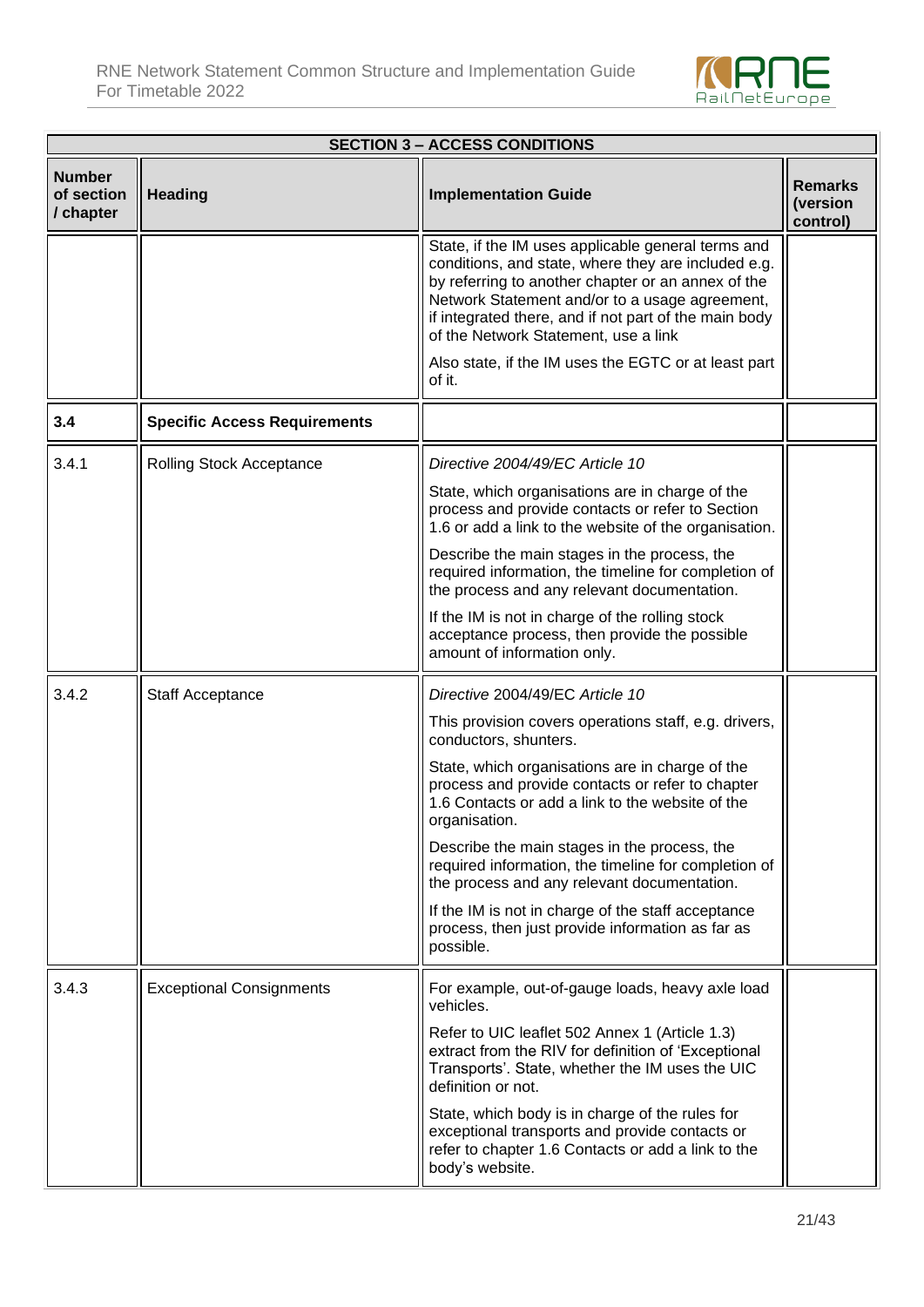| SECTION 3 – ACCESS CONDITIONS | | | |
|---|---|---|---|
| **Number of section / chapter** | **Heading** | **Implementation Guide** | **Remarks (version control)** |
| | | State, if the IM uses applicable general terms and conditions, and state, where they are included e.g. by referring to another chapter or an annex of the Network Statement and/or to a usage agreement, if integrated there, and if not part of the main body of the Network Statement, use a link<br><br>Also state, if the IM uses the EGTC or at least part of it. | |
| **3.4** | **Specific Access Requirements** | | |
| 3.4.1 | Rolling Stock Acceptance | *Directive 2004/49/EC Article 10*<br><br>State, which organisations are in charge of the process and provide contacts or refer to Section 1.6 or add a link to the website of the organisation.<br><br>Describe the main stages in the process, the required information, the timeline for completion of the process and any relevant documentation.<br><br>If the IM is not in charge of the rolling stock acceptance process, then provide the possible amount of information only. | |
| 3.4.2 | Staff Acceptance | *Directive* 2004/49/EC *Article 10*<br><br>This provision covers operations staff, e.g. drivers, conductors, shunters.<br><br>State, which organisations are in charge of the process and provide contacts or refer to chapter 1.6 Contacts or add a link to the website of the organisation.<br><br>Describe the main stages in the process, the required information, the timeline for completion of the process and any relevant documentation.<br><br>If the IM is not in charge of the staff acceptance process, then just provide information as far as possible. | |
| 3.4.3 | Exceptional Consignments | For example, out-of-gauge loads, heavy axle load vehicles.<br><br>Refer to UIC leaflet 502 Annex 1 (Article 1.3) extract from the RIV for definition of 'Exceptional Transports'. State, whether the IM uses the UIC definition or not.<br><br>State, which body is in charge of the rules for exceptional transports and provide contacts or refer to chapter 1.6 Contacts or add a link to the body's website. | |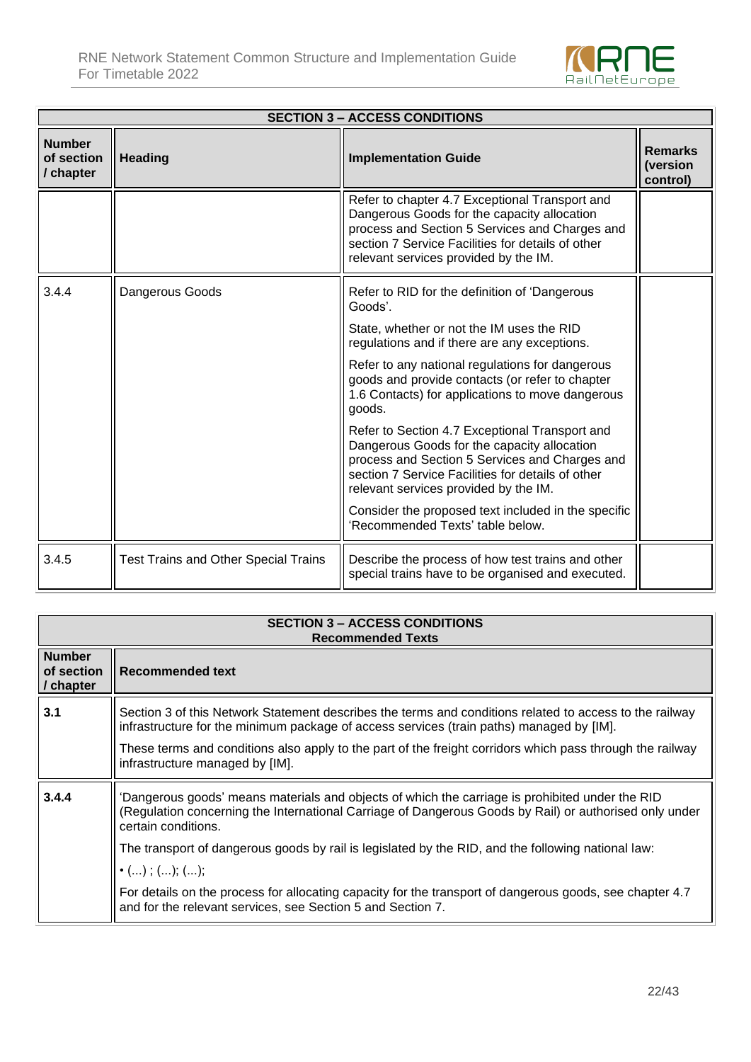| SECTION 3 – ACCESS CONDITIONS | | | |
|---|---|---|---|
| **Number of section / chapter** | **Heading** | **Implementation Guide** | **Remarks (version control)** |
| | | Refer to chapter 4.7 Exceptional Transport and Dangerous Goods for the capacity allocation process and Section 5 Services and Charges and section 7 Service Facilities for details of other relevant services provided by the IM. | |
| 3.4.4 | Dangerous Goods | Refer to RID for the definition of 'Dangerous Goods'.<br><br>State, whether or not the IM uses the RID regulations and if there are any exceptions.<br><br>Refer to any national regulations for dangerous goods and provide contacts (or refer to chapter 1.6 Contacts) for applications to move dangerous goods.<br><br>Refer to Section 4.7 Exceptional Transport and Dangerous Goods for the capacity allocation process and Section 5 Services and Charges and section 7 Service Facilities for details of other relevant services provided by the IM.<br><br>Consider the proposed text included in the specific 'Recommended Texts' table below. | |
| 3.4.5 | Test Trains and Other Special Trains | Describe the process of how test trains and other special trains have to be organised and executed. | |

| SECTION 3 – ACCESS CONDITIONS Recommended Texts | |
|---|---|
| **Number of section / chapter** | **Recommended text** |
| **3.1** | Section 3 of this Network Statement describes the terms and conditions related to access to the railway infrastructure for the minimum package of access services (train paths) managed by [IM].<br><br>These terms and conditions also apply to the part of the freight corridors which pass through the railway infrastructure managed by [IM]. |
| **3.4.4** | 'Dangerous goods' means materials and objects of which the carriage is prohibited under the RID (Regulation concerning the International Carriage of Dangerous Goods by Rail) or authorised only under certain conditions.<br><br>The transport of dangerous goods by rail is legislated by the RID, and the following national law:<br><br>• (...) ; (...); (...);<br><br>For details on the process for allocating capacity for the transport of dangerous goods, see chapter 4.7 and for the relevant services, see Section 5 and Section 7. |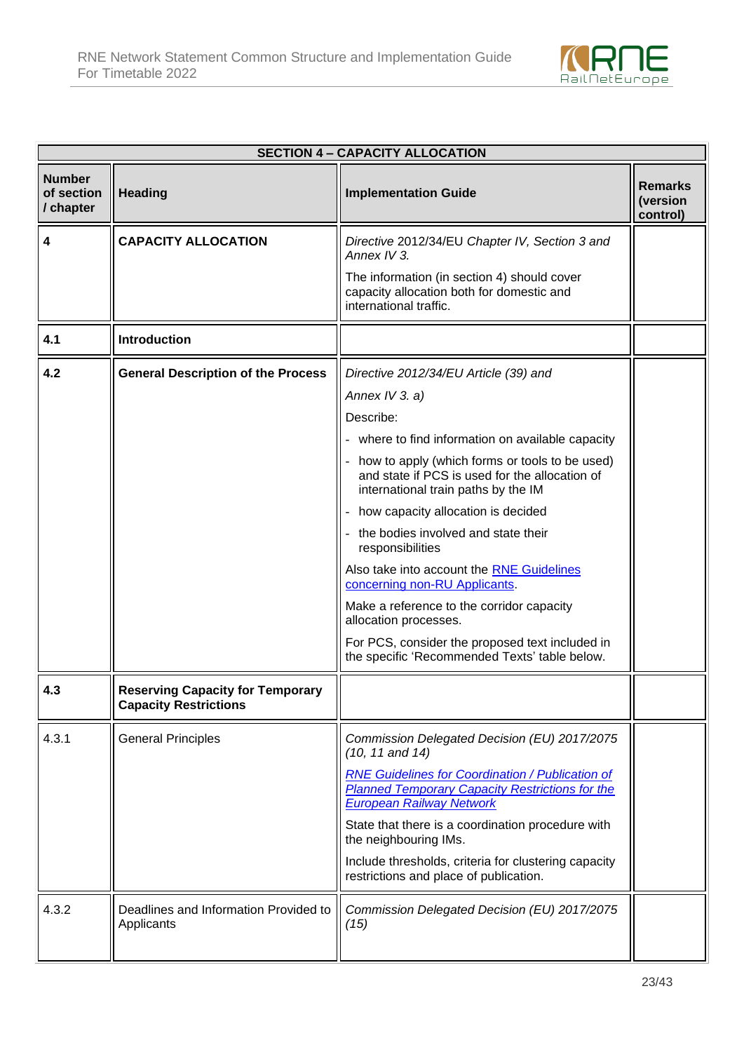| **SECTION 4 – CAPACITY ALLOCATION** | | | |
|---|---|---|---|
| **Number of section / chapter** | **Heading** | **Implementation Guide** | **Remarks (version control)** |
| **4** | **CAPACITY ALLOCATION** | *Directive* 2012/34/EU *Chapter IV, Section 3 and Annex IV 3.*<br><br>The information (in section 4) should cover capacity allocation both for domestic and international traffic. | |
| **4.1** | **Introduction** | | |
| **4.2** | **General Description of the Process** | *Directive 2012/34/EU Article (39) and*<br><br>*Annex IV 3. a)*<br><br>Describe:<br>- where to find information on available capacity<br>- how to apply (which forms or tools to be used) and state if PCS is used for the allocation of international train paths by the IM<br>- how capacity allocation is decided<br>- the bodies involved and state their responsibilities<br><br>Also take into account the RNE Guidelines concerning non-RU Applicants.<br><br>Make a reference to the corridor capacity allocation processes.<br><br>For PCS, consider the proposed text included in the specific 'Recommended Texts' table below. | |
| **4.3** | **Reserving Capacity for Temporary Capacity Restrictions** | | |
| 4.3.1 | General Principles | *Commission Delegated Decision (EU) 2017/2075 (10, 11 and 14)*<br><br>*RNE Guidelines for Coordination / Publication of Planned Temporary Capacity Restrictions for the European Railway Network*<br><br>State that there is a coordination procedure with the neighbouring IMs.<br><br>Include thresholds, criteria for clustering capacity restrictions and place of publication. | |
| 4.3.2 | Deadlines and Information Provided to Applicants | *Commission Delegated Decision (EU) 2017/2075 (15)* | |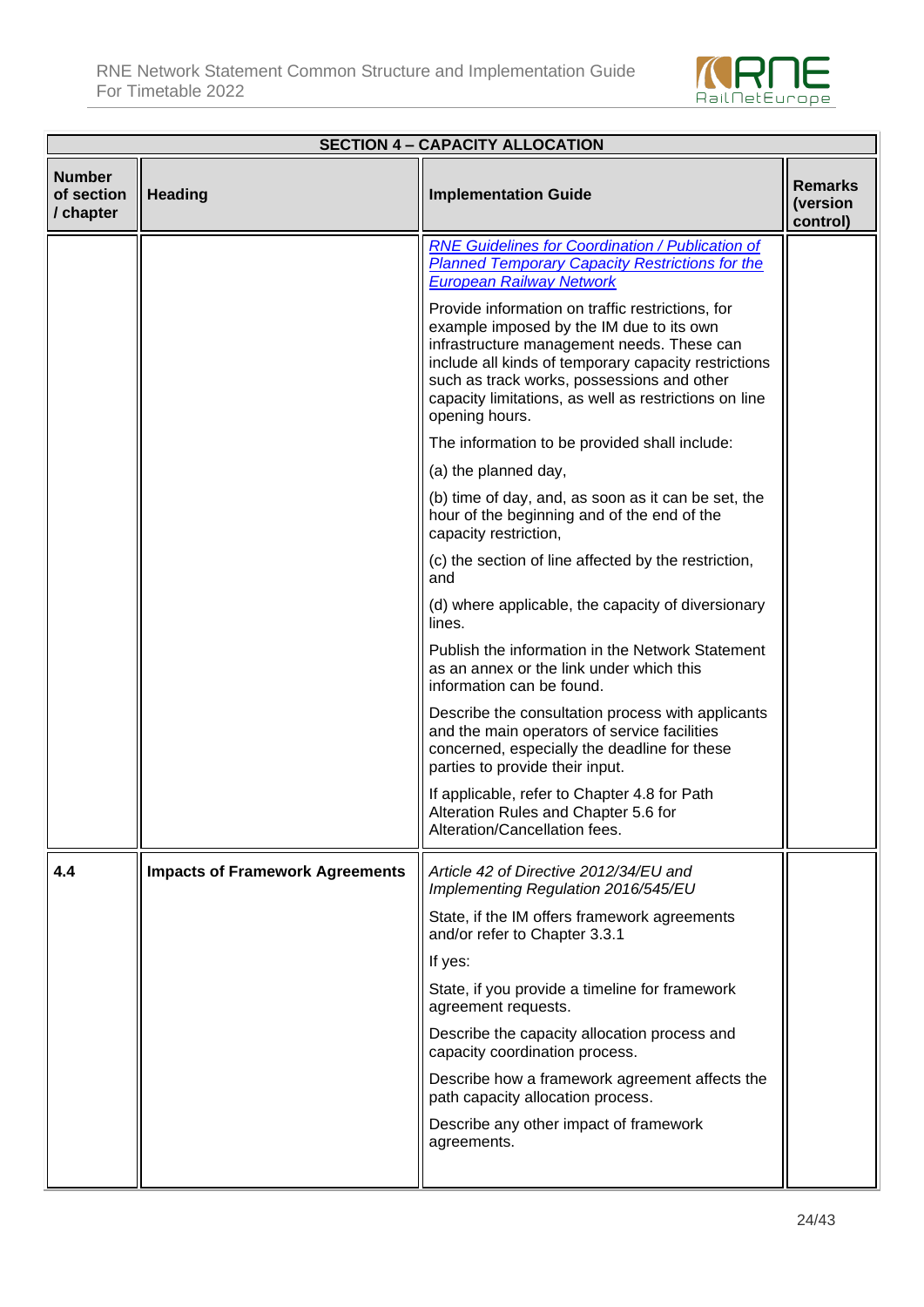| SECTION 4 – CAPACITY ALLOCATION | | | |
|---|---|---|---|
| **Number of section / chapter** | **Heading** | **Implementation Guide** | **Remarks (version control)** |
| | | *RNE Guidelines for Coordination / Publication of Planned Temporary Capacity Restrictions for the European Railway Network*<br><br>Provide information on traffic restrictions, for example imposed by the IM due to its own infrastructure management needs. These can include all kinds of temporary capacity restrictions such as track works, possessions and other capacity limitations, as well as restrictions on line opening hours.<br><br>The information to be provided shall include:<br><br>(a) the planned day,<br><br>(b) time of day, and, as soon as it can be set, the hour of the beginning and of the end of the capacity restriction,<br><br>(c) the section of line affected by the restriction, and<br><br>(d) where applicable, the capacity of diversionary lines.<br><br>Publish the information in the Network Statement as an annex or the link under which this information can be found.<br><br>Describe the consultation process with applicants and the main operators of service facilities concerned, especially the deadline for these parties to provide their input.<br><br>If applicable, refer to Chapter 4.8 for Path Alteration Rules and Chapter 5.6 for Alteration/Cancellation fees. | |
| 4.4 | **Impacts of Framework Agreements** | *Article 42 of Directive 2012/34/EU and Implementing Regulation 2016/545/EU*<br><br>State, if the IM offers framework agreements and/or refer to Chapter 3.3.1<br><br>If yes:<br><br>State, if you provide a timeline for framework agreement requests.<br><br>Describe the capacity allocation process and capacity coordination process.<br><br>Describe how a framework agreement affects the path capacity allocation process.<br><br>Describe any other impact of framework agreements. | |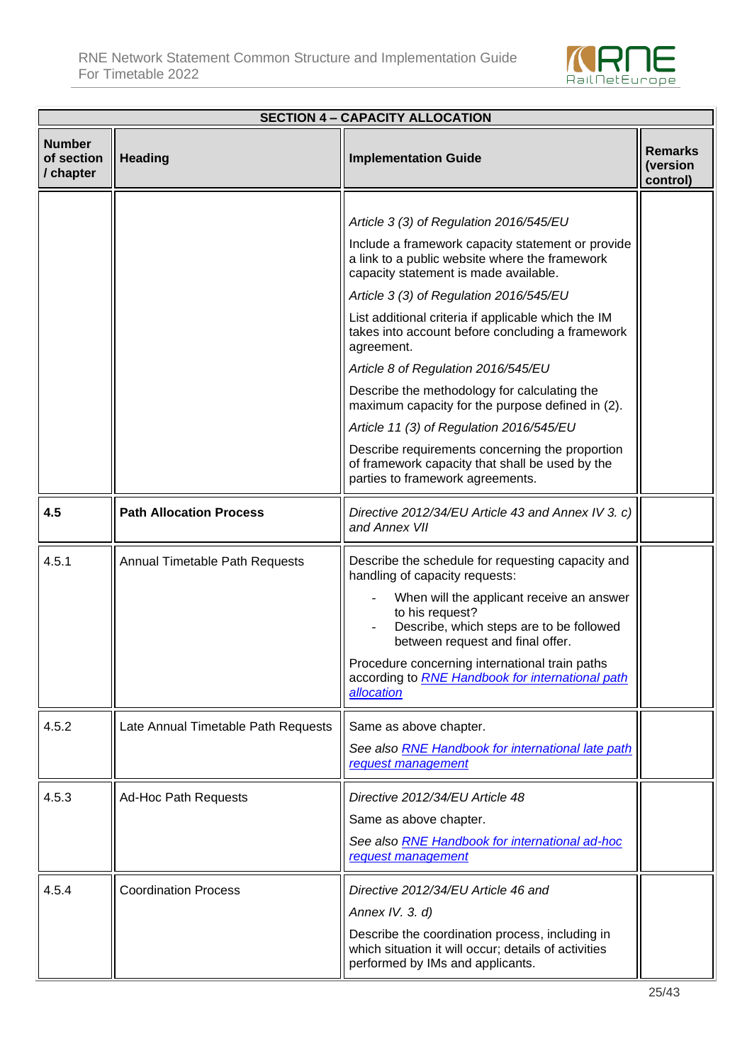| SECTION 4 – CAPACITY ALLOCATION | | | |
|---|---|---|---|
| **Number of section / chapter** | **Heading** | **Implementation Guide** | **Remarks (version control)** |
| | | *Article 3 (3) of Regulation 2016/545/EU*<br>Include a framework capacity statement or provide a link to a public website where the framework capacity statement is made available.<br>*Article 3 (3) of Regulation 2016/545/EU*<br>List additional criteria if applicable which the IM takes into account before concluding a framework agreement.<br>*Article 8 of Regulation 2016/545/EU*<br>Describe the methodology for calculating the maximum capacity for the purpose defined in (2).<br>*Article 11 (3) of Regulation 2016/545/EU*<br>Describe requirements concerning the proportion of framework capacity that shall be used by the parties to framework agreements. | |
| **4.5** | **Path Allocation Process** | *Directive 2012/34/EU Article 43 and Annex IV 3. c) and Annex VII* | |
| 4.5.1 | Annual Timetable Path Requests | Describe the schedule for requesting capacity and handling of capacity requests:<br>- When will the applicant receive an answer to his request?<br>- Describe, which steps are to be followed between request and final offer.<br>Procedure concerning international train paths according to *RNE Handbook for international path allocation* | |
| 4.5.2 | Late Annual Timetable Path Requests | Same as above chapter.<br>*See also RNE Handbook for international late path request management* | |
| 4.5.3 | Ad-Hoc Path Requests | *Directive 2012/34/EU Article 48*<br>Same as above chapter.<br>*See also RNE Handbook for international ad-hoc request management* | |
| 4.5.4 | Coordination Process | *Directive 2012/34/EU Article 46 and*<br>*Annex IV. 3. d)*<br>Describe the coordination process, including in which situation it will occur; details of activities performed by IMs and applicants. | |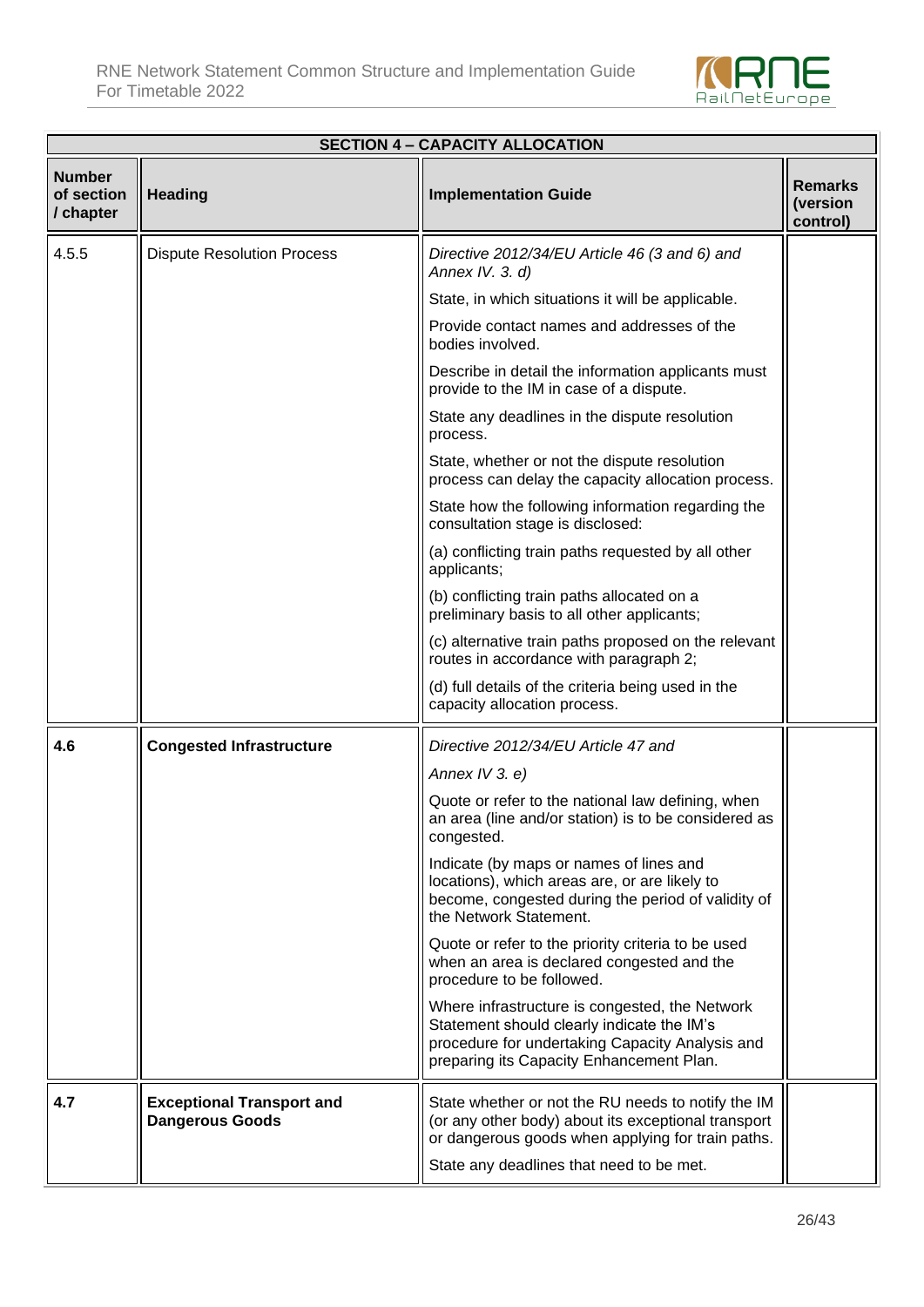| SECTION 4 – CAPACITY ALLOCATION | | | |
|---|---|---|---|
| **Number of section / chapter** | **Heading** | **Implementation Guide** | **Remarks (version control)** |
| 4.5.5 | Dispute Resolution Process | *Directive 2012/34/EU Article 46 (3 and 6) and Annex IV. 3. d)*<br>State, in which situations it will be applicable.<br>Provide contact names and addresses of the bodies involved.<br>Describe in detail the information applicants must provide to the IM in case of a dispute.<br>State any deadlines in the dispute resolution process.<br>State, whether or not the dispute resolution process can delay the capacity allocation process.<br>State how the following information regarding the consultation stage is disclosed:<br>(a) conflicting train paths requested by all other applicants;<br>(b) conflicting train paths allocated on a preliminary basis to all other applicants;<br>(c) alternative train paths proposed on the relevant routes in accordance with paragraph 2;<br>(d) full details of the criteria being used in the capacity allocation process. | |
| **4.6** | **Congested Infrastructure** | *Directive 2012/34/EU Article 47 and*<br>*Annex IV 3. e)*<br>Quote or refer to the national law defining, when an area (line and/or station) is to be considered as congested.<br>Indicate (by maps or names of lines and locations), which areas are, or are likely to become, congested during the period of validity of the Network Statement.<br>Quote or refer to the priority criteria to be used when an area is declared congested and the procedure to be followed.<br>Where infrastructure is congested, the Network Statement should clearly indicate the IM's procedure for undertaking Capacity Analysis and preparing its Capacity Enhancement Plan. | |
| **4.7** | **Exceptional Transport and Dangerous Goods** | State whether or not the RU needs to notify the IM (or any other body) about its exceptional transport or dangerous goods when applying for train paths.<br>State any deadlines that need to be met. | |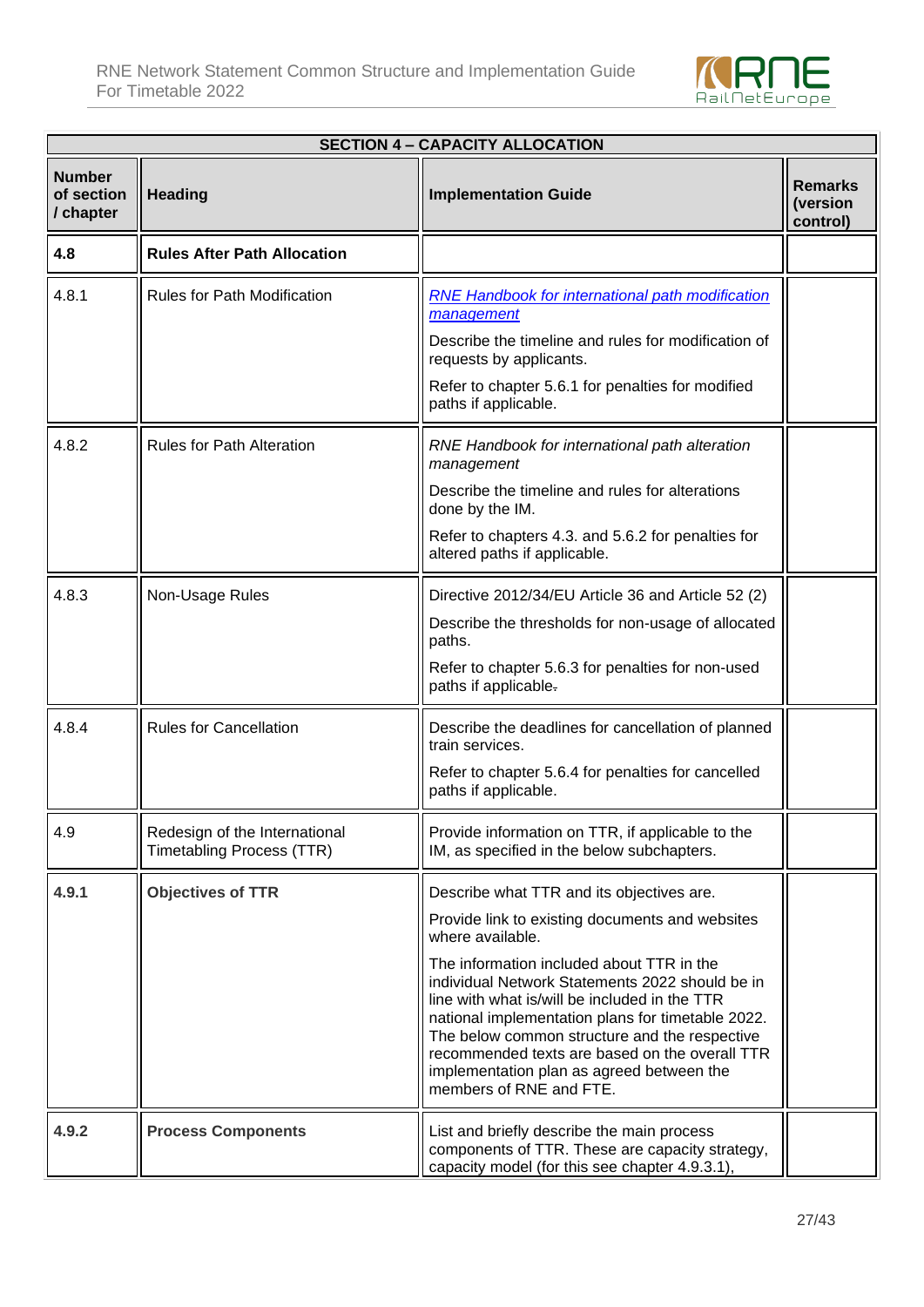| SECTION 4 – CAPACITY ALLOCATION | | | |
|---|---|---|---|
| **Number of section / chapter** | **Heading** | **Implementation Guide** | **Remarks (version control)** |
| **4.8** | **Rules After Path Allocation** | | |
| 4.8.1 | Rules for Path Modification | *RNE Handbook for international path modification management*<br><br>Describe the timeline and rules for modification of requests by applicants.<br><br>Refer to chapter 5.6.1 for penalties for modified paths if applicable. | |
| 4.8.2 | Rules for Path Alteration | *RNE Handbook for international path alteration management*<br><br>Describe the timeline and rules for alterations done by the IM.<br><br>Refer to chapters 4.3. and 5.6.2 for penalties for altered paths if applicable. | |
| 4.8.3 | Non-Usage Rules | Directive 2012/34/EU Article 36 and Article 52 (2)<br><br>Describe the thresholds for non-usage of allocated paths.<br><br>Refer to chapter 5.6.3 for penalties for non-used paths if applicable. | |
| 4.8.4 | Rules for Cancellation | Describe the deadlines for cancellation of planned train services.<br><br>Refer to chapter 5.6.4 for penalties for cancelled paths if applicable. | |
| 4.9 | Redesign of the International Timetabling Process (TTR) | Provide information on TTR, if applicable to the IM, as specified in the below subchapters. | |
| **4.9.1** | **Objectives of TTR** | Describe what TTR and its objectives are.<br><br>Provide link to existing documents and websites where available.<br><br>The information included about TTR in the individual Network Statements 2022 should be in line with what is/will be included in the TTR national implementation plans for timetable 2022. The below common structure and the respective recommended texts are based on the overall TTR implementation plan as agreed between the members of RNE and FTE. | |
| **4.9.2** | **Process Components** | List and briefly describe the main process components of TTR. These are capacity strategy, capacity model (for this see chapter 4.9.3.1), | |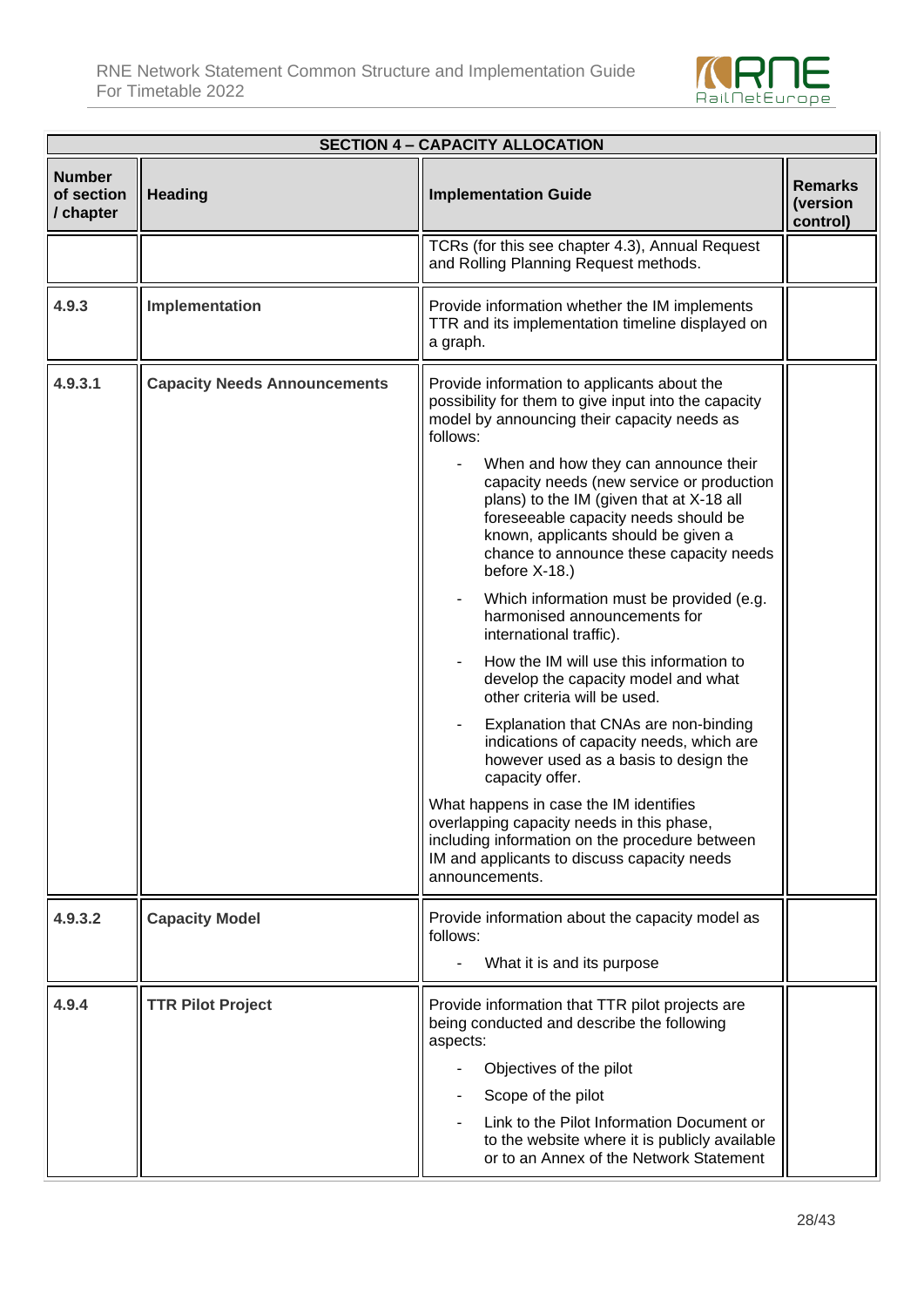| SECTION 4 – CAPACITY ALLOCATION | | | |
|---|---|---|---|
| **Number of section / chapter** | **Heading** | **Implementation Guide** | **Remarks (version control)** |
| | | TCRs (for this see chapter 4.3), Annual Request and Rolling Planning Request methods. | |
| **4.9.3** | **Implementation** | Provide information whether the IM implements TTR and its implementation timeline displayed on a graph. | |
| **4.9.3.1** | **Capacity Needs Announcements** | Provide information to applicants about the possibility for them to give input into the capacity model by announcing their capacity needs as follows:<br>- When and how they can announce their capacity needs (new service or production plans) to the IM (given that at X-18 all foreseeable capacity needs should be known, applicants should be given a chance to announce these capacity needs before X-18.)<br>- Which information must be provided (e.g. harmonised announcements for international traffic).<br>- How the IM will use this information to develop the capacity model and what other criteria will be used.<br>- Explanation that CNAs are non-binding indications of capacity needs, which are however used as a basis to design the capacity offer.<br>What happens in case the IM identifies overlapping capacity needs in this phase, including information on the procedure between IM and applicants to discuss capacity needs announcements. | |
| **4.9.3.2** | **Capacity Model** | Provide information about the capacity model as follows:<br>- What it is and its purpose | |
| **4.9.4** | **TTR Pilot Project** | Provide information that TTR pilot projects are being conducted and describe the following aspects:<br>- Objectives of the pilot<br>- Scope of the pilot<br>- Link to the Pilot Information Document or to the website where it is publicly available or to an Annex of the Network Statement | |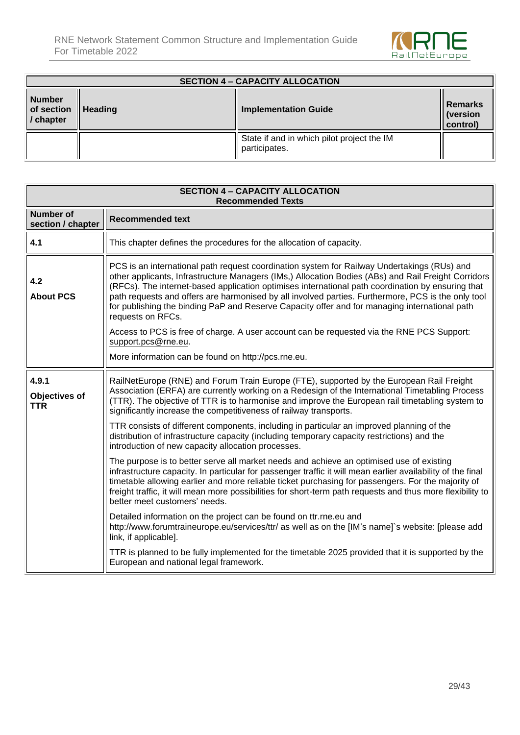| SECTION 4 – CAPACITY ALLOCATION | | | |
|---|---|---|---|
| **Number of section / chapter** | **Heading** | **Implementation Guide** | **Remarks (version control)** |
| | | State if and in which pilot project the IM participates. | |

| SECTION 4 – CAPACITY ALLOCATION<br>Recommended Texts | |
|---|---|
| **Number of section / chapter** | **Recommended text** |
| **4.1** | This chapter defines the procedures for the allocation of capacity. |
| **4.2**<br>**About PCS** | PCS is an international path request coordination system for Railway Undertakings (RUs) and other applicants, Infrastructure Managers (IMs,) Allocation Bodies (ABs) and Rail Freight Corridors (RFCs). The internet-based application optimises international path coordination by ensuring that path requests and offers are harmonised by all involved parties. Furthermore, PCS is the only tool for publishing the binding PaP and Reserve Capacity offer and for managing international path requests on RFCs.<br><br>Access to PCS is free of charge. A user account can be requested via the RNE PCS Support: support.pcs@rne.eu.<br><br>More information can be found on http://pcs.rne.eu. |
| **4.9.1**<br>**Objectives of TTR** | RailNetEurope (RNE) and Forum Train Europe (FTE), supported by the European Rail Freight Association (ERFA) are currently working on a Redesign of the International Timetabling Process (TTR). The objective of TTR is to harmonise and improve the European rail timetabling system to significantly increase the competitiveness of railway transports.<br><br>TTR consists of different components, including in particular an improved planning of the distribution of infrastructure capacity (including temporary capacity restrictions) and the introduction of new capacity allocation processes.<br><br>The purpose is to better serve all market needs and achieve an optimised use of existing infrastructure capacity. In particular for passenger traffic it will mean earlier availability of the final timetable allowing earlier and more reliable ticket purchasing for passengers. For the majority of freight traffic, it will mean more possibilities for short-term path requests and thus more flexibility to better meet customers' needs.<br><br>Detailed information on the project can be found on ttr.rne.eu and http://www.forumtraineurope.eu/services/ttr/ as well as on the [IM's name]`s website: [please add link, if applicable].<br><br>TTR is planned to be fully implemented for the timetable 2025 provided that it is supported by the European and national legal framework. |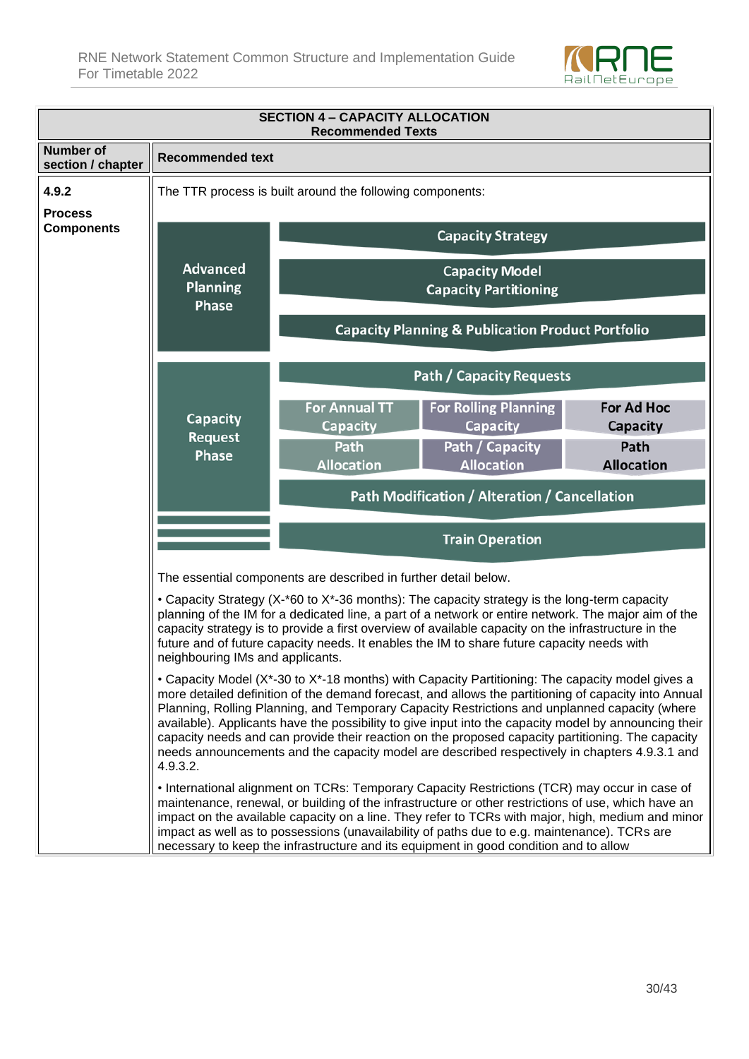| SECTION 4 – CAPACITY ALLOCATION Recommended Texts | |
|---|---|
| **Number of section / chapter** | **Recommended text** |
| **4.9.2** **Process Components** | The TTR process is built around the following components:<br><br>**Advanced Planning Phase**: Capacity Strategy; Capacity Model / Capacity Partitioning; Capacity Planning & Publication Product Portfolio<br><br>**Capacity Request Phase**: Path / Capacity Requests; For Annual TT Capacity – Path Allocation; For Rolling Planning Capacity – Path / Capacity Allocation; For Ad Hoc Capacity – Path Allocation; Path Modification / Alteration / Cancellation<br><br>Train Operation<br><br>The essential components are described in further detail below.<br><br>• Capacity Strategy (X-*60 to X*-36 months): The capacity strategy is the long-term capacity planning of the IM for a dedicated line, a part of a network or entire network. The major aim of the capacity strategy is to provide a first overview of available capacity on the infrastructure in the future and of future capacity needs. It enables the IM to share future capacity needs with neighbouring IMs and applicants.<br><br>• Capacity Model (X*-30 to X*-18 months) with Capacity Partitioning: The capacity model gives a more detailed definition of the demand forecast, and allows the partitioning of capacity into Annual Planning, Rolling Planning, and Temporary Capacity Restrictions and unplanned capacity (where available). Applicants have the possibility to give input into the capacity model by announcing their capacity needs and can provide their reaction on the proposed capacity partitioning. The capacity needs announcements and the capacity model are described respectively in chapters 4.9.3.1 and 4.9.3.2.<br><br>• International alignment on TCRs: Temporary Capacity Restrictions (TCR) may occur in case of maintenance, renewal, or building of the infrastructure or other restrictions of use, which have an impact on the available capacity on a line. They refer to TCRs with major, high, medium and minor impact as well as to possessions (unavailability of paths due to e.g. maintenance). TCRs are necessary to keep the infrastructure and its equipment in good condition and to allow |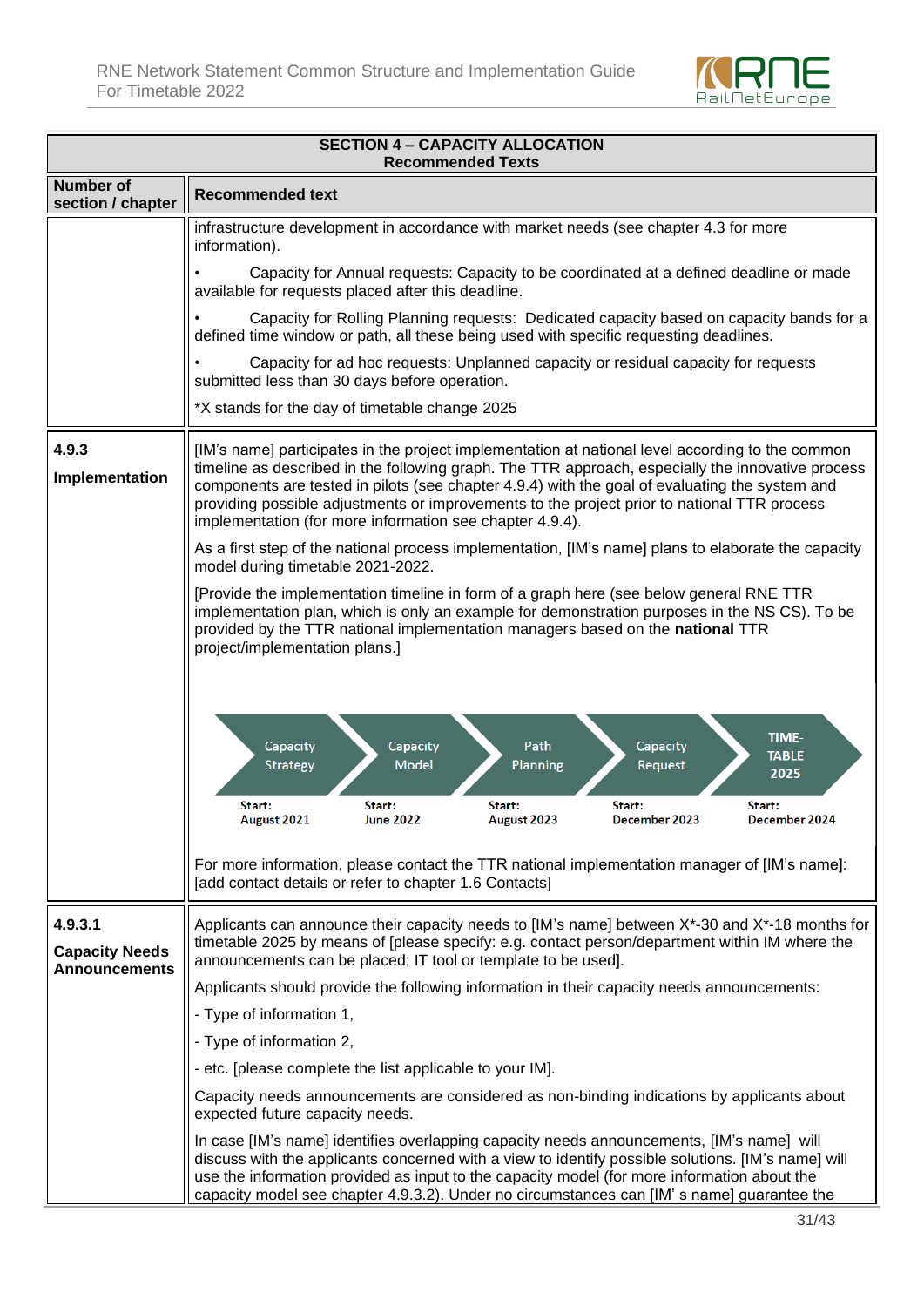| SECTION 4 – CAPACITY ALLOCATION<br>Recommended Texts | |
|---|---|
| **Number of section / chapter** | **Recommended text** |
| | infrastructure development in accordance with market needs (see chapter 4.3 for more information).<br><br>• Capacity for Annual requests: Capacity to be coordinated at a defined deadline or made available for requests placed after this deadline.<br><br>• Capacity for Rolling Planning requests: Dedicated capacity based on capacity bands for a defined time window or path, all these being used with specific requesting deadlines.<br><br>• Capacity for ad hoc requests: Unplanned capacity or residual capacity for requests submitted less than 30 days before operation.<br><br>*X stands for the day of timetable change 2025 |
| **4.9.3**<br><br>**Implementation** | [IM's name] participates in the project implementation at national level according to the common timeline as described in the following graph. The TTR approach, especially the innovative process components are tested in pilots (see chapter 4.9.4) with the goal of evaluating the system and providing possible adjustments or improvements to the project prior to national TTR process implementation (for more information see chapter 4.9.4).<br><br>As a first step of the national process implementation, [IM's name] plans to elaborate the capacity model during timetable 2021-2022.<br><br>[Provide the implementation timeline in form of a graph here (see below general RNE TTR implementation plan, which is only an example for demonstration purposes in the NS CS). To be provided by the TTR national implementation managers based on the **national** TTR project/implementation plans.]<br><br>Capacity Strategy – Start: August 2021<br>Capacity Model – Start: June 2022<br>Path Planning – Start: August 2023<br>Capacity Request – Start: December 2023<br>TIME-TABLE 2025 – Start: December 2024<br><br>For more information, please contact the TTR national implementation manager of [IM's name]: [add contact details or refer to chapter 1.6 Contacts] |
| **4.9.3.1**<br><br>**Capacity Needs Announcements** | Applicants can announce their capacity needs to [IM's name] between X*-30 and X*-18 months for timetable 2025 by means of [please specify: e.g. contact person/department within IM where the announcements can be placed; IT tool or template to be used].<br><br>Applicants should provide the following information in their capacity needs announcements:<br><br>- Type of information 1,<br><br>- Type of information 2,<br><br>- etc. [please complete the list applicable to your IM].<br><br>Capacity needs announcements are considered as non-binding indications by applicants about expected future capacity needs.<br><br>In case [IM's name] identifies overlapping capacity needs announcements, [IM's name] will discuss with the applicants concerned with a view to identify possible solutions. [IM's name] will use the information provided as input to the capacity model (for more information about the capacity model see chapter 4.9.3.2). Under no circumstances can [IM' s name] guarantee the |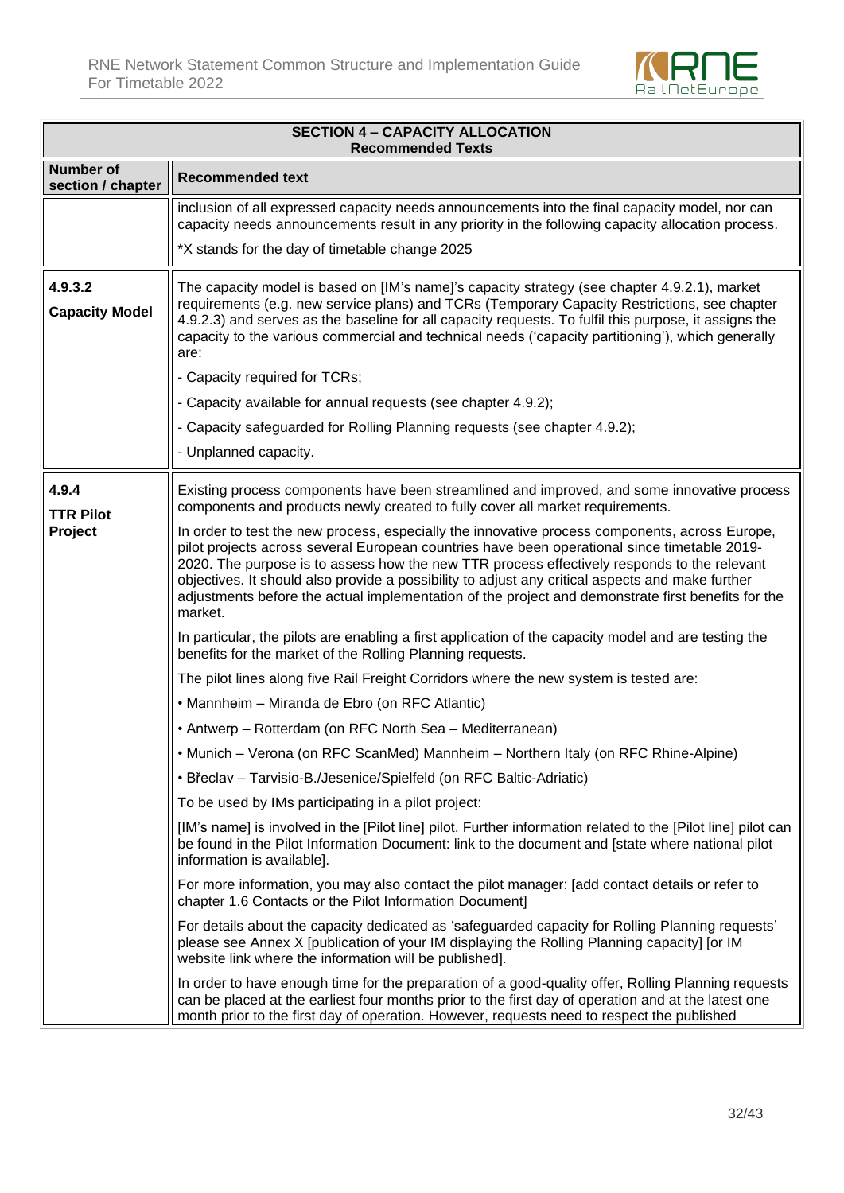| SECTION 4 – CAPACITY ALLOCATION<br>Recommended Texts | |
|---|---|
| **Number of section / chapter** | **Recommended text** |
| | inclusion of all expressed capacity needs announcements into the final capacity model, nor can capacity needs announcements result in any priority in the following capacity allocation process.<br><br>*X stands for the day of timetable change 2025 |
| **4.9.3.2**<br>**Capacity Model** | The capacity model is based on [IM's name]'s capacity strategy (see chapter 4.9.2.1), market requirements (e.g. new service plans) and TCRs (Temporary Capacity Restrictions, see chapter 4.9.2.3) and serves as the baseline for all capacity requests. To fulfil this purpose, it assigns the capacity to the various commercial and technical needs ('capacity partitioning'), which generally are:<br><br>- Capacity required for TCRs;<br><br>- Capacity available for annual requests (see chapter 4.9.2);<br><br>- Capacity safeguarded for Rolling Planning requests (see chapter 4.9.2);<br><br>- Unplanned capacity. |
| **4.9.4**<br>**TTR Pilot Project** | Existing process components have been streamlined and improved, and some innovative process components and products newly created to fully cover all market requirements.<br><br>In order to test the new process, especially the innovative process components, across Europe, pilot projects across several European countries have been operational since timetable 2019-2020. The purpose is to assess how the new TTR process effectively responds to the relevant objectives. It should also provide a possibility to adjust any critical aspects and make further adjustments before the actual implementation of the project and demonstrate first benefits for the market.<br><br>In particular, the pilots are enabling a first application of the capacity model and are testing the benefits for the market of the Rolling Planning requests.<br><br>The pilot lines along five Rail Freight Corridors where the new system is tested are:<br><br>• Mannheim – Miranda de Ebro (on RFC Atlantic)<br><br>• Antwerp – Rotterdam (on RFC North Sea – Mediterranean)<br><br>• Munich – Verona (on RFC ScanMed) Mannheim – Northern Italy (on RFC Rhine-Alpine)<br><br>• Břeclav – Tarvisio-B./Jesenice/Spielfeld (on RFC Baltic-Adriatic)<br><br>To be used by IMs participating in a pilot project:<br><br>[IM's name] is involved in the [Pilot line] pilot. Further information related to the [Pilot line] pilot can be found in the Pilot Information Document: link to the document and [state where national pilot information is available].<br><br>For more information, you may also contact the pilot manager: [add contact details or refer to chapter 1.6 Contacts or the Pilot Information Document]<br><br>For details about the capacity dedicated as 'safeguarded capacity for Rolling Planning requests' please see Annex X [publication of your IM displaying the Rolling Planning capacity] [or IM website link where the information will be published].<br><br>In order to have enough time for the preparation of a good-quality offer, Rolling Planning requests can be placed at the earliest four months prior to the first day of operation and at the latest one month prior to the first day of operation. However, requests need to respect the published |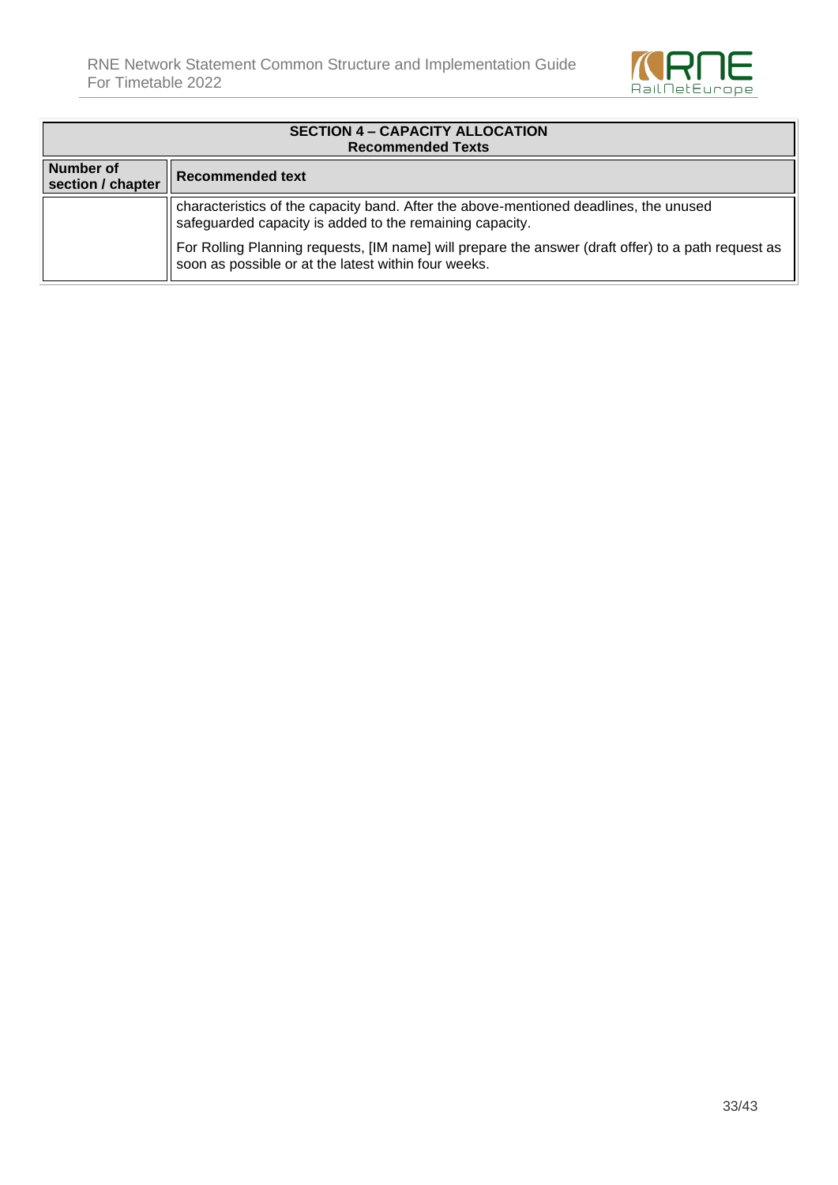| SECTION 4 – CAPACITY ALLOCATION Recommended Texts | |
|---|---|
| **Number of section / chapter** | **Recommended text** |
| | characteristics of the capacity band. After the above-mentioned deadlines, the unused safeguarded capacity is added to the remaining capacity.<br><br>For Rolling Planning requests, [IM name] will prepare the answer (draft offer) to a path request as soon as possible or at the latest within four weeks. |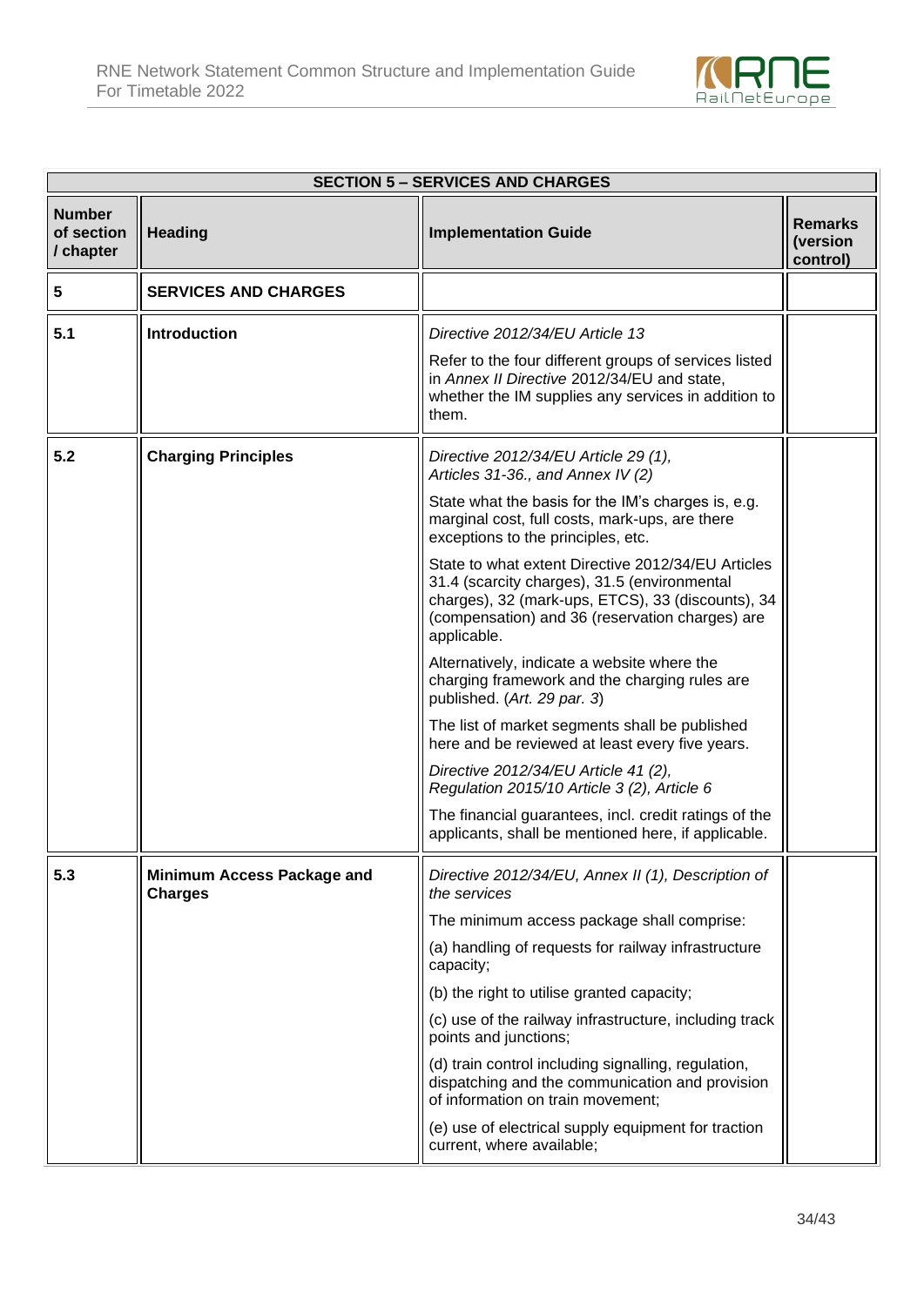| SECTION 5 – SERVICES AND CHARGES | | | |
|---|---|---|---|
| **Number of section / chapter** | **Heading** | **Implementation Guide** | **Remarks (version control)** |
| **5** | **SERVICES AND CHARGES** | | |
| **5.1** | **Introduction** | *Directive 2012/34/EU Article 13*<br><br>Refer to the four different groups of services listed in *Annex II Directive* 2012/34/EU and state, whether the IM supplies any services in addition to them. | |
| **5.2** | **Charging Principles** | *Directive 2012/34/EU Article 29 (1), Articles 31-36., and Annex IV (2)*<br><br>State what the basis for the IM's charges is, e.g. marginal cost, full costs, mark-ups, are there exceptions to the principles, etc.<br><br>State to what extent Directive 2012/34/EU Articles 31.4 (scarcity charges), 31.5 (environmental charges), 32 (mark-ups, ETCS), 33 (discounts), 34 (compensation) and 36 (reservation charges) are applicable.<br><br>Alternatively, indicate a website where the charging framework and the charging rules are published. (*Art. 29 par. 3*)<br><br>The list of market segments shall be published here and be reviewed at least every five years.<br><br>*Directive 2012/34/EU Article 41 (2), Regulation 2015/10 Article 3 (2), Article 6*<br><br>The financial guarantees, incl. credit ratings of the applicants, shall be mentioned here, if applicable. | |
| **5.3** | **Minimum Access Package and Charges** | *Directive 2012/34/EU, Annex II (1), Description of the services*<br><br>The minimum access package shall comprise:<br><br>(a) handling of requests for railway infrastructure capacity;<br><br>(b) the right to utilise granted capacity;<br><br>(c) use of the railway infrastructure, including track points and junctions;<br><br>(d) train control including signalling, regulation, dispatching and the communication and provision of information on train movement;<br><br>(e) use of electrical supply equipment for traction current, where available; | |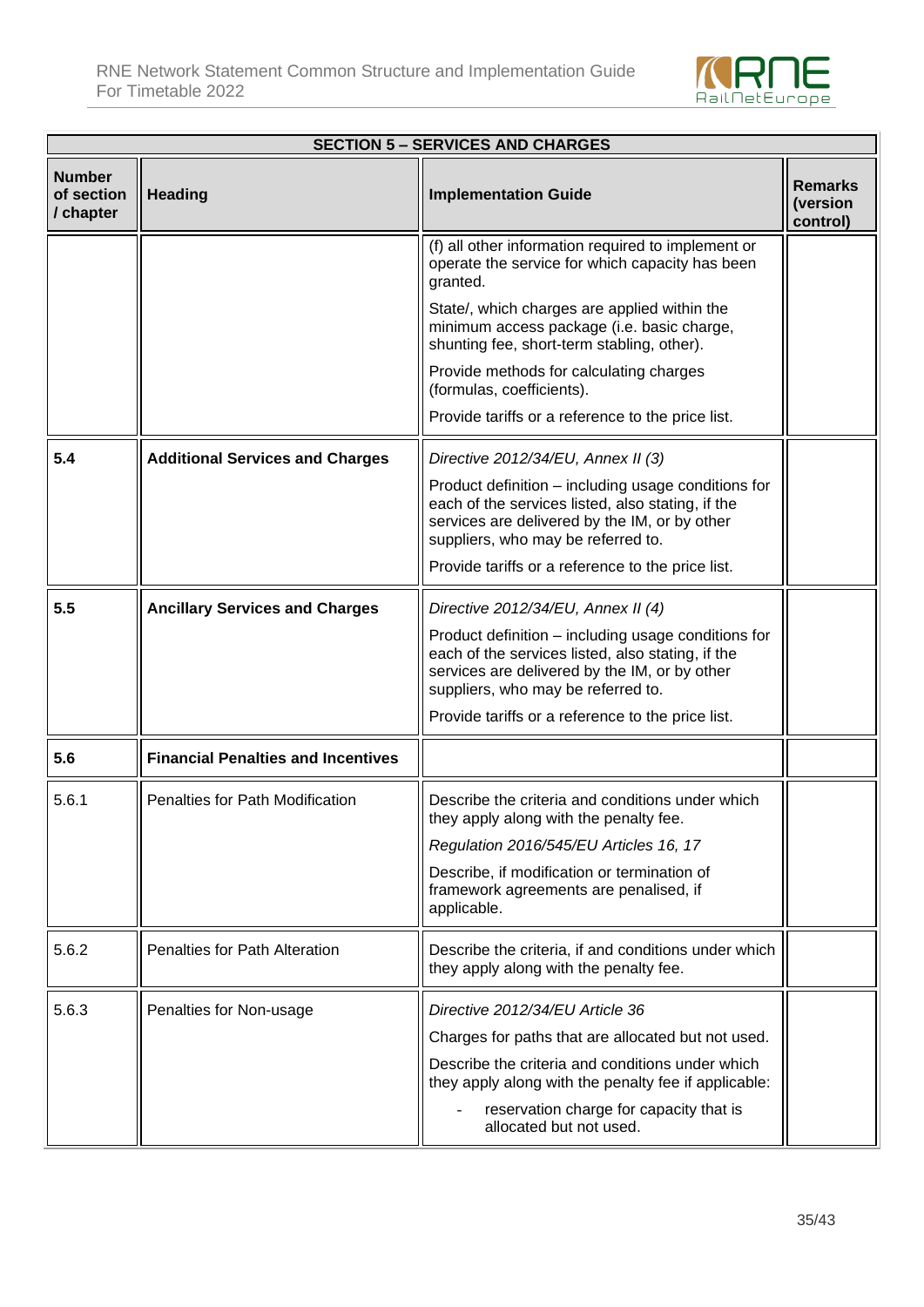| SECTION 5 – SERVICES AND CHARGES | | | |
|---|---|---|---|
| **Number of section / chapter** | **Heading** | **Implementation Guide** | **Remarks (version control)** |
| | | (f) all other information required to implement or operate the service for which capacity has been granted.<br><br>State/, which charges are applied within the minimum access package (i.e. basic charge, shunting fee, short-term stabling, other).<br><br>Provide methods for calculating charges (formulas, coefficients).<br><br>Provide tariffs or a reference to the price list. | |
| **5.4** | **Additional Services and Charges** | *Directive 2012/34/EU, Annex II (3)*<br><br>Product definition – including usage conditions for each of the services listed, also stating, if the services are delivered by the IM, or by other suppliers, who may be referred to.<br><br>Provide tariffs or a reference to the price list. | |
| **5.5** | **Ancillary Services and Charges** | *Directive 2012/34/EU, Annex II (4)*<br><br>Product definition – including usage conditions for each of the services listed, also stating, if the services are delivered by the IM, or by other suppliers, who may be referred to.<br><br>Provide tariffs or a reference to the price list. | |
| **5.6** | **Financial Penalties and Incentives** | | |
| 5.6.1 | Penalties for Path Modification | Describe the criteria and conditions under which they apply along with the penalty fee.<br><br>*Regulation 2016/545/EU Articles 16, 17*<br><br>Describe, if modification or termination of framework agreements are penalised, if applicable. | |
| 5.6.2 | Penalties for Path Alteration | Describe the criteria, if and conditions under which they apply along with the penalty fee. | |
| 5.6.3 | Penalties for Non-usage | *Directive 2012/34/EU Article 36*<br><br>Charges for paths that are allocated but not used.<br><br>Describe the criteria and conditions under which they apply along with the penalty fee if applicable:<br><br>- reservation charge for capacity that is allocated but not used. | |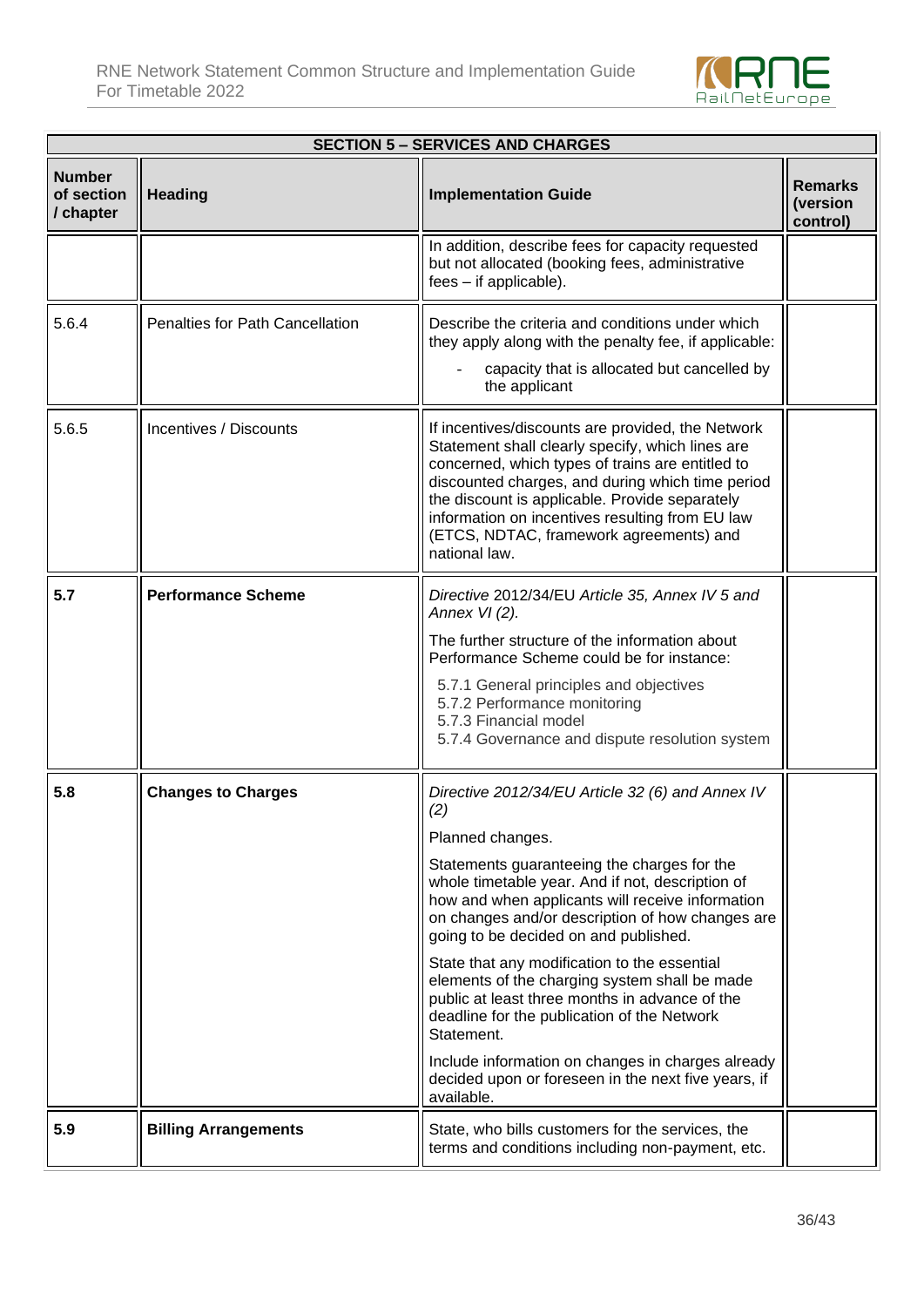| SECTION 5 – SERVICES AND CHARGES | | | |
|---|---|---|---|
| **Number of section / chapter** | **Heading** | **Implementation Guide** | **Remarks (version control)** |
| | | In addition, describe fees for capacity requested but not allocated (booking fees, administrative fees – if applicable). | |
| 5.6.4 | Penalties for Path Cancellation | Describe the criteria and conditions under which they apply along with the penalty fee, if applicable:<br>- capacity that is allocated but cancelled by the applicant | |
| 5.6.5 | Incentives / Discounts | If incentives/discounts are provided, the Network Statement shall clearly specify, which lines are concerned, which types of trains are entitled to discounted charges, and during which time period the discount is applicable. Provide separately information on incentives resulting from EU law (ETCS, NDTAC, framework agreements) and national law. | |
| **5.7** | **Performance Scheme** | *Directive* 2012/34/EU *Article 35, Annex IV 5 and Annex VI (2).*<br>The further structure of the information about Performance Scheme could be for instance:<br>5.7.1 General principles and objectives<br>5.7.2 Performance monitoring<br>5.7.3 Financial model<br>5.7.4 Governance and dispute resolution system | |
| **5.8** | **Changes to Charges** | *Directive 2012/34/EU Article 32 (6) and Annex IV (2)*<br>Planned changes.<br>Statements guaranteeing the charges for the whole timetable year. And if not, description of how and when applicants will receive information on changes and/or description of how changes are going to be decided on and published.<br>State that any modification to the essential elements of the charging system shall be made public at least three months in advance of the deadline for the publication of the Network Statement.<br>Include information on changes in charges already decided upon or foreseen in the next five years, if available. | |
| **5.9** | **Billing Arrangements** | State, who bills customers for the services, the terms and conditions including non-payment, etc. | |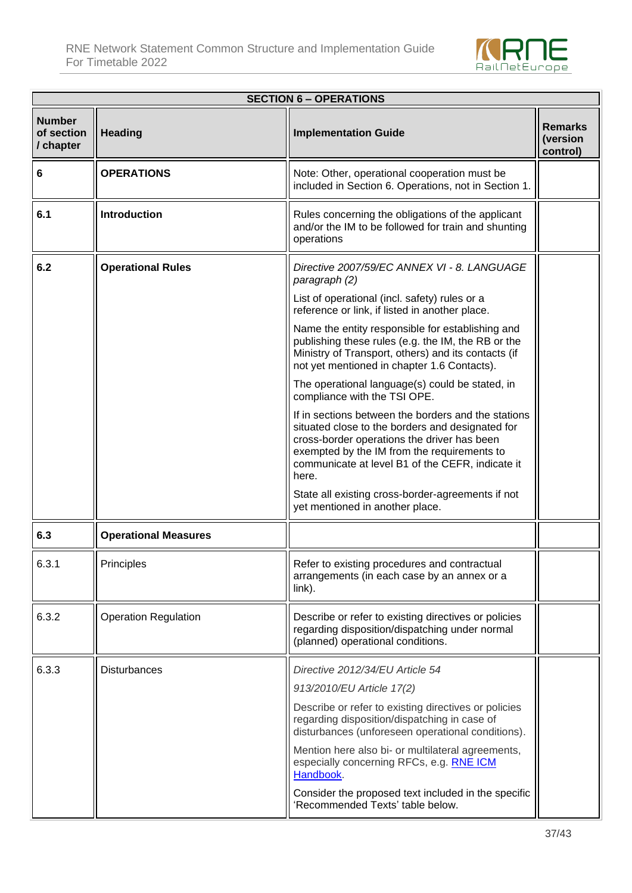| SECTION 6 – OPERATIONS | | | |
|---|---|---|---|
| **Number of section / chapter** | **Heading** | **Implementation Guide** | **Remarks (version control)** |
| **6** | **OPERATIONS** | Note: Other, operational cooperation must be included in Section 6. Operations, not in Section 1. | |
| **6.1** | **Introduction** | Rules concerning the obligations of the applicant and/or the IM to be followed for train and shunting operations | |
| **6.2** | **Operational Rules** | *Directive 2007/59/EC ANNEX VI - 8. LANGUAGE paragraph (2)*<br><br>List of operational (incl. safety) rules or a reference or link, if listed in another place.<br><br>Name the entity responsible for establishing and publishing these rules (e.g. the IM, the RB or the Ministry of Transport, others) and its contacts (if not yet mentioned in chapter 1.6 Contacts).<br><br>The operational language(s) could be stated, in compliance with the TSI OPE.<br><br>If in sections between the borders and the stations situated close to the borders and designated for cross-border operations the driver has been exempted by the IM from the requirements to communicate at level B1 of the CEFR, indicate it here.<br><br>State all existing cross-border-agreements if not yet mentioned in another place. | |
| **6.3** | **Operational Measures** | | |
| 6.3.1 | Principles | Refer to existing procedures and contractual arrangements (in each case by an annex or a link). | |
| 6.3.2 | Operation Regulation | Describe or refer to existing directives or policies regarding disposition/dispatching under normal (planned) operational conditions. | |
| 6.3.3 | Disturbances | *Directive 2012/34/EU Article 54*<br><br>*913/2010/EU Article 17(2)*<br><br>Describe or refer to existing directives or policies regarding disposition/dispatching in case of disturbances (unforeseen operational conditions).<br><br>Mention here also bi- or multilateral agreements, especially concerning RFCs, e.g. RNE ICM Handbook.<br><br>Consider the proposed text included in the specific 'Recommended Texts' table below. | |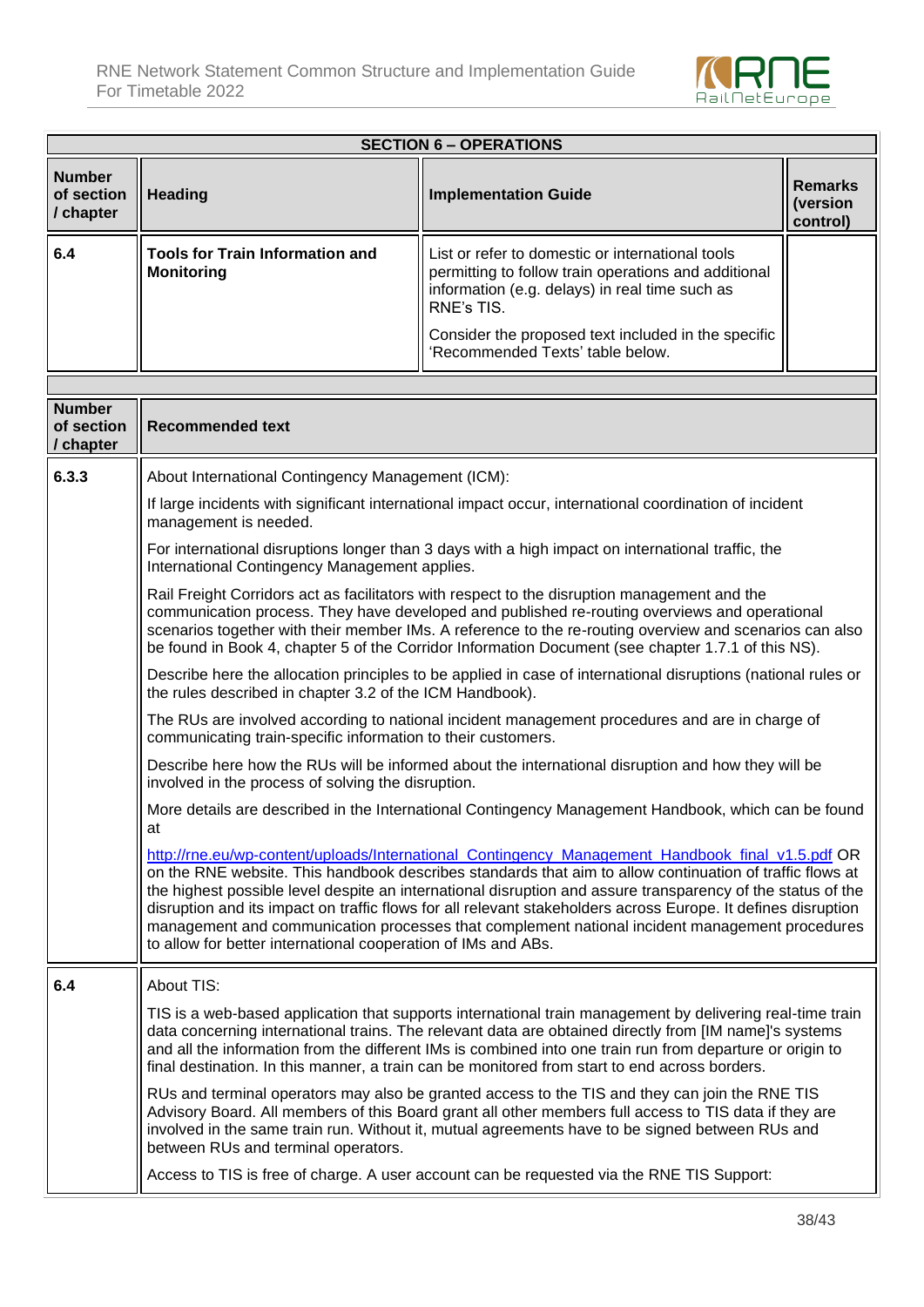| SECTION 6 – OPERATIONS | | | |
|---|---|---|---|
| **Number of section / chapter** | **Heading** | **Implementation Guide** | **Remarks (version control)** |
| **6.4** | **Tools for Train Information and Monitoring** | List or refer to domestic or international tools permitting to follow train operations and additional information (e.g. delays) in real time such as RNE's TIS.<br><br>Consider the proposed text included in the specific 'Recommended Texts' table below. | |

| **Number of section / chapter** | **Recommended text** |
|---|---|
| **6.3.3** | About International Contingency Management (ICM):<br><br>If large incidents with significant international impact occur, international coordination of incident management is needed.<br><br>For international disruptions longer than 3 days with a high impact on international traffic, the International Contingency Management applies.<br><br>Rail Freight Corridors act as facilitators with respect to the disruption management and the communication process. They have developed and published re-routing overviews and operational scenarios together with their member IMs. A reference to the re-routing overview and scenarios can also be found in Book 4, chapter 5 of the Corridor Information Document (see chapter 1.7.1 of this NS).<br><br>Describe here the allocation principles to be applied in case of international disruptions (national rules or the rules described in chapter 3.2 of the ICM Handbook).<br><br>The RUs are involved according to national incident management procedures and are in charge of communicating train-specific information to their customers.<br><br>Describe here how the RUs will be informed about the international disruption and how they will be involved in the process of solving the disruption.<br><br>More details are described in the International Contingency Management Handbook, which can be found at<br><br>http://rne.eu/wp-content/uploads/International_Contingency_Management_Handbook_final_v1.5.pdf OR on the RNE website. This handbook describes standards that aim to allow continuation of traffic flows at the highest possible level despite an international disruption and assure transparency of the status of the disruption and its impact on traffic flows for all relevant stakeholders across Europe. It defines disruption management and communication processes that complement national incident management procedures to allow for better international cooperation of IMs and ABs. |
| **6.4** | About TIS:<br><br>TIS is a web-based application that supports international train management by delivering real-time train data concerning international trains. The relevant data are obtained directly from [IM name]'s systems and all the information from the different IMs is combined into one train run from departure or origin to final destination. In this manner, a train can be monitored from start to end across borders.<br><br>RUs and terminal operators may also be granted access to the TIS and they can join the RNE TIS Advisory Board. All members of this Board grant all other members full access to TIS data if they are involved in the same train run. Without it, mutual agreements have to be signed between RUs and between RUs and terminal operators.<br><br>Access to TIS is free of charge. A user account can be requested via the RNE TIS Support: |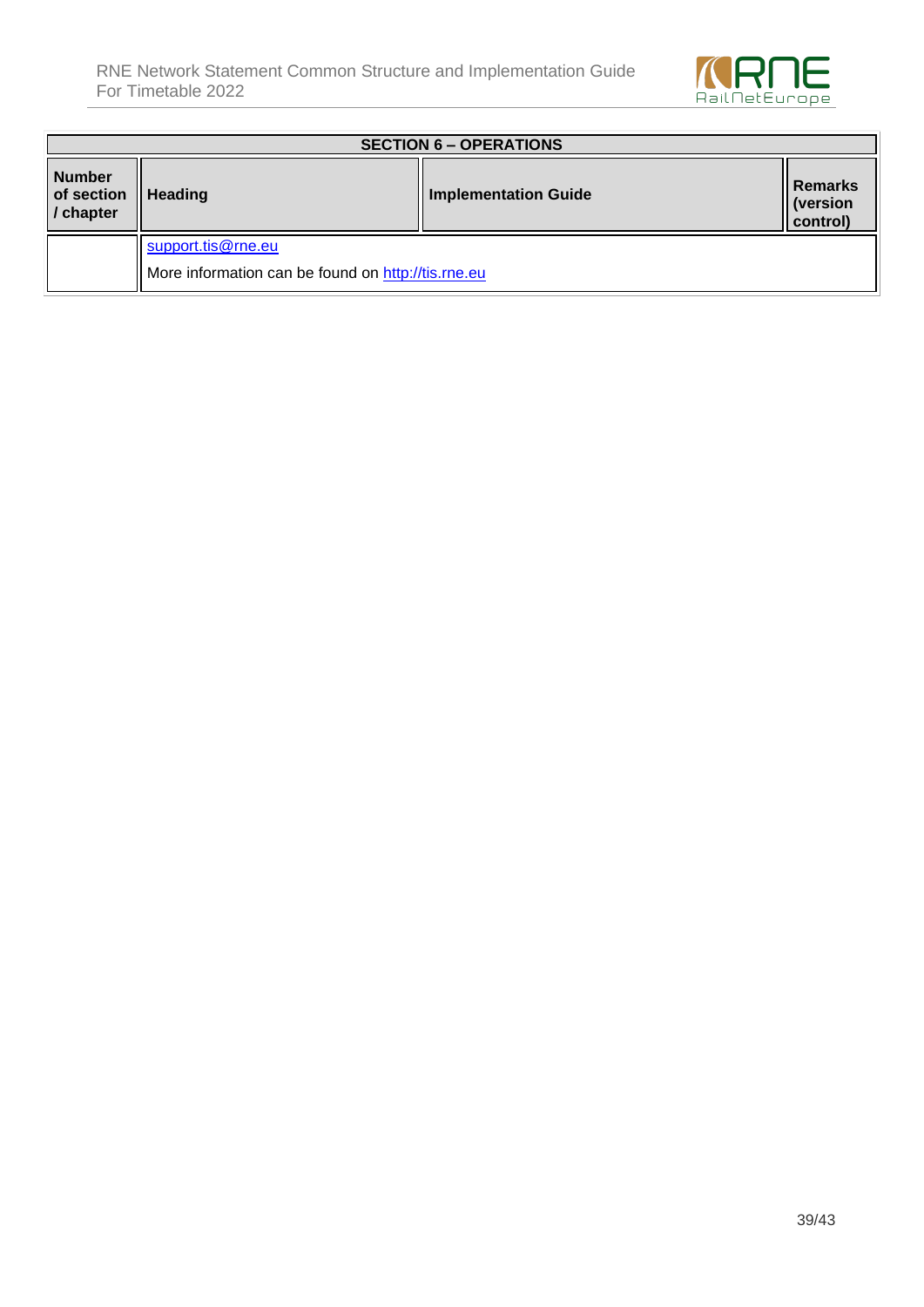| SECTION 6 – OPERATIONS | | | |
|---|---|---|---|
| **Number of section / chapter** | **Heading** | **Implementation Guide** | **Remarks (version control)** |
| | support.tis@rne.eu<br><br>More information can be found on http://tis.rne.eu | | |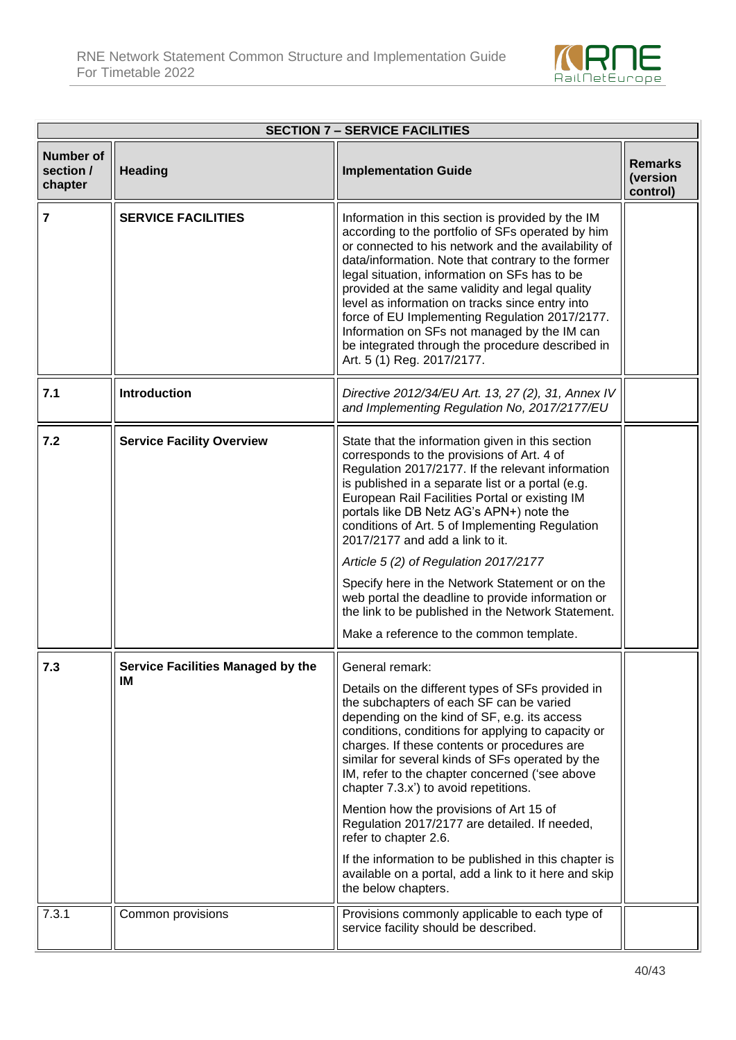| **SECTION 7 – SERVICE FACILITIES** | | | |
|---|---|---|---|
| **Number of section / chapter** | **Heading** | **Implementation Guide** | **Remarks (version control)** |
| **7** | **SERVICE FACILITIES** | Information in this section is provided by the IM according to the portfolio of SFs operated by him or connected to his network and the availability of data/information. Note that contrary to the former legal situation, information on SFs has to be provided at the same validity and legal quality level as information on tracks since entry into force of EU Implementing Regulation 2017/2177. Information on SFs not managed by the IM can be integrated through the procedure described in Art. 5 (1) Reg. 2017/2177. | |
| **7.1** | **Introduction** | *Directive 2012/34/EU Art. 13, 27 (2), 31, Annex IV and Implementing Regulation No, 2017/2177/EU* | |
| **7.2** | **Service Facility Overview** | State that the information given in this section corresponds to the provisions of Art. 4 of Regulation 2017/2177. If the relevant information is published in a separate list or a portal (e.g. European Rail Facilities Portal or existing IM portals like DB Netz AG's APN+) note the conditions of Art. 5 of Implementing Regulation 2017/2177 and add a link to it.<br><br>*Article 5 (2) of Regulation 2017/2177*<br><br>Specify here in the Network Statement or on the web portal the deadline to provide information or the link to be published in the Network Statement.<br><br>Make a reference to the common template. | |
| **7.3** | **Service Facilities Managed by the IM** | General remark:<br><br>Details on the different types of SFs provided in the subchapters of each SF can be varied depending on the kind of SF, e.g. its access conditions, conditions for applying to capacity or charges. If these contents or procedures are similar for several kinds of SFs operated by the IM, refer to the chapter concerned ('see above chapter 7.3.x') to avoid repetitions.<br><br>Mention how the provisions of Art 15 of Regulation 2017/2177 are detailed. If needed, refer to chapter 2.6.<br><br>If the information to be published in this chapter is available on a portal, add a link to it here and skip the below chapters. | |
| 7.3.1 | Common provisions | Provisions commonly applicable to each type of service facility should be described. | |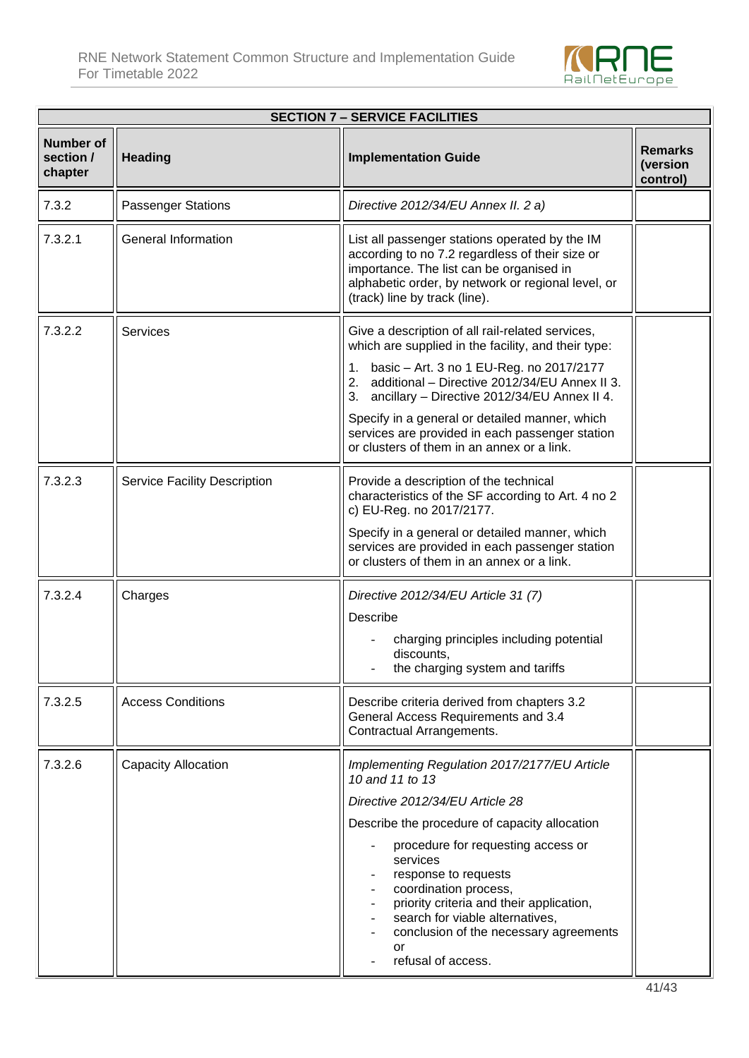| SECTION 7 – SERVICE FACILITIES | | | |
|---|---|---|---|
| **Number of section / chapter** | **Heading** | **Implementation Guide** | **Remarks (version control)** |
| 7.3.2 | Passenger Stations | *Directive 2012/34/EU Annex II. 2 a)* | |
| 7.3.2.1 | General Information | List all passenger stations operated by the IM according to no 7.2 regardless of their size or importance. The list can be organised in alphabetic order, by network or regional level, or (track) line by track (line). | |
| 7.3.2.2 | Services | Give a description of all rail-related services, which are supplied in the facility, and their type:<br>1. basic – Art. 3 no 1 EU-Reg. no 2017/2177<br>2. additional – Directive 2012/34/EU Annex II 3.<br>3. ancillary – Directive 2012/34/EU Annex II 4.<br>Specify in a general or detailed manner, which services are provided in each passenger station or clusters of them in an annex or a link. | |
| 7.3.2.3 | Service Facility Description | Provide a description of the technical characteristics of the SF according to Art. 4 no 2 c) EU-Reg. no 2017/2177.<br>Specify in a general or detailed manner, which services are provided in each passenger station or clusters of them in an annex or a link. | |
| 7.3.2.4 | Charges | *Directive 2012/34/EU Article 31 (7)*<br>Describe<br>- charging principles including potential discounts,<br>- the charging system and tariffs | |
| 7.3.2.5 | Access Conditions | Describe criteria derived from chapters 3.2 General Access Requirements and 3.4 Contractual Arrangements. | |
| 7.3.2.6 | Capacity Allocation | *Implementing Regulation 2017/2177/EU Article 10 and 11 to 13*<br>*Directive 2012/34/EU Article 28*<br>Describe the procedure of capacity allocation<br>- procedure for requesting access or services<br>- response to requests<br>- coordination process,<br>- priority criteria and their application,<br>- search for viable alternatives,<br>- conclusion of the necessary agreements or<br>- refusal of access. | |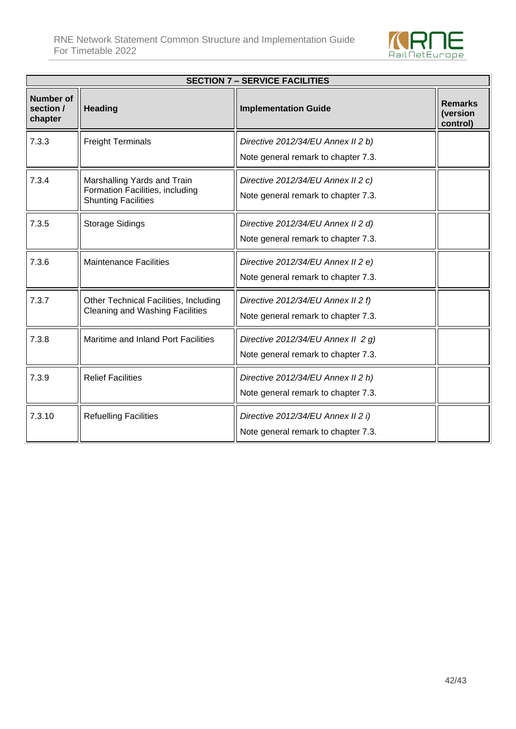| SECTION 7 – SERVICE FACILITIES | | | |
|---|---|---|---|
| **Number of section / chapter** | **Heading** | **Implementation Guide** | **Remarks (version control)** |
| 7.3.3 | Freight Terminals | *Directive 2012/34/EU Annex II 2 b)*<br>Note general remark to chapter 7.3. | |
| 7.3.4 | Marshalling Yards and Train Formation Facilities, including Shunting Facilities | *Directive 2012/34/EU Annex II 2 c)*<br>Note general remark to chapter 7.3. | |
| 7.3.5 | Storage Sidings | *Directive 2012/34/EU Annex II 2 d)*<br>Note general remark to chapter 7.3. | |
| 7.3.6 | Maintenance Facilities | *Directive 2012/34/EU Annex II 2 e)*<br>Note general remark to chapter 7.3. | |
| 7.3.7 | Other Technical Facilities, Including Cleaning and Washing Facilities | *Directive 2012/34/EU Annex II 2 f)*<br>Note general remark to chapter 7.3. | |
| 7.3.8 | Maritime and Inland Port Facilities | *Directive 2012/34/EU Annex II 2 g)*<br>Note general remark to chapter 7.3. | |
| 7.3.9 | Relief Facilities | *Directive 2012/34/EU Annex II 2 h)*<br>Note general remark to chapter 7.3. | |
| 7.3.10 | Refuelling Facilities | *Directive 2012/34/EU Annex II 2 i)*<br>Note general remark to chapter 7.3. | |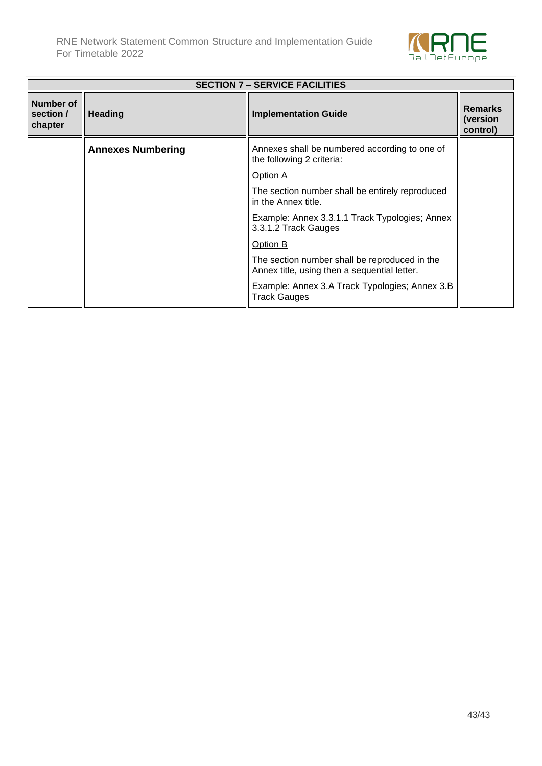| SECTION 7 – SERVICE FACILITIES | | | |
|---|---|---|---|
| **Number of section / chapter** | **Heading** | **Implementation Guide** | **Remarks (version control)** |
| | **Annexes Numbering** | Annexes shall be numbered according to one of the following 2 criteria:<br><br><u>Option A</u><br><br>The section number shall be entirely reproduced in the Annex title.<br><br>Example: Annex 3.3.1.1 Track Typologies; Annex 3.3.1.2 Track Gauges<br><br><u>Option B</u><br><br>The section number shall be reproduced in the Annex title, using then a sequential letter.<br><br>Example: Annex 3.A Track Typologies; Annex 3.B Track Gauges | |